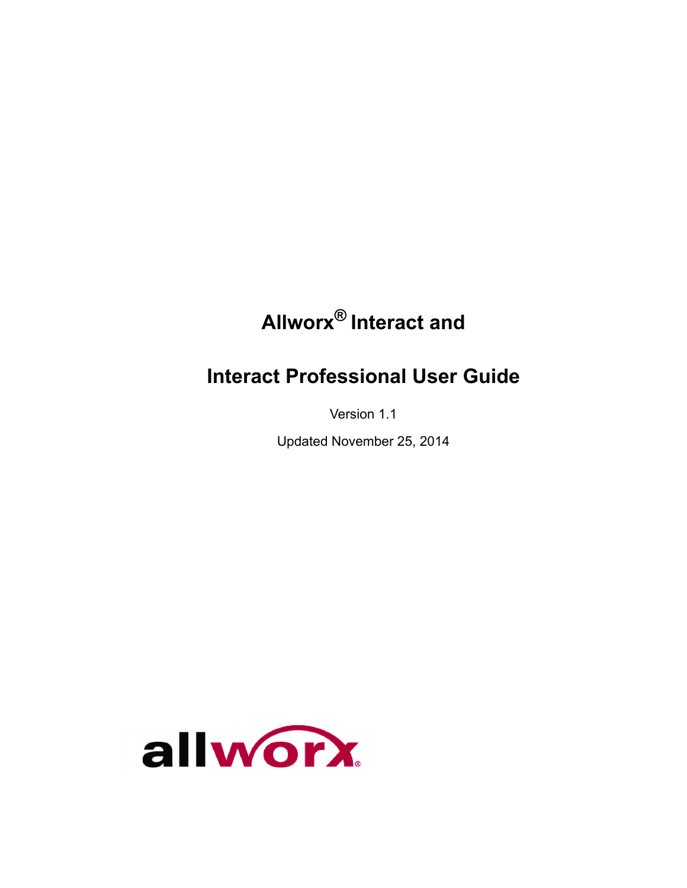# Allworx® Interact and

# Interact Professional User Guide

Version 1.1

Updated November 25, 2014

allworx®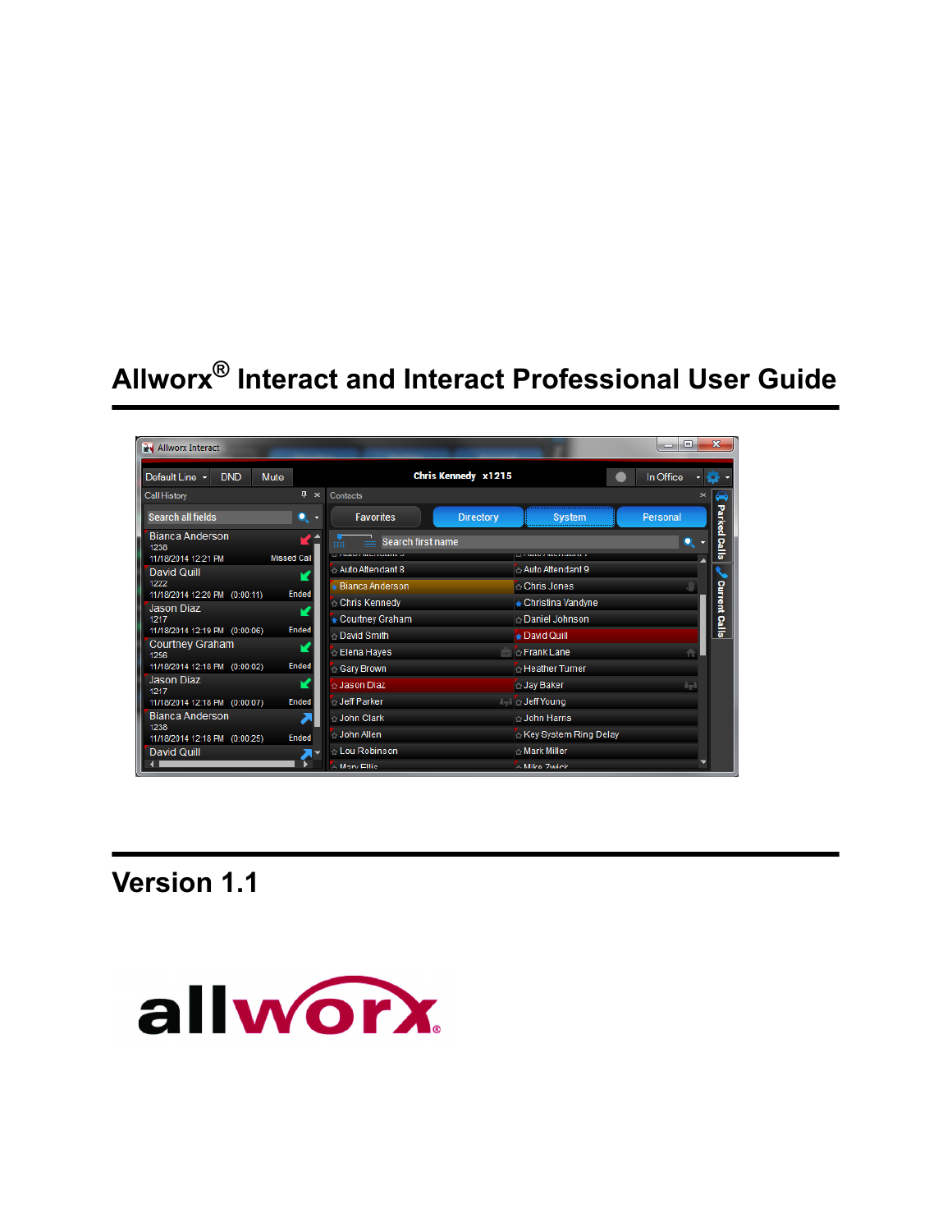# Allworx® Interact and Interact Professional User Guide

## Version 1.1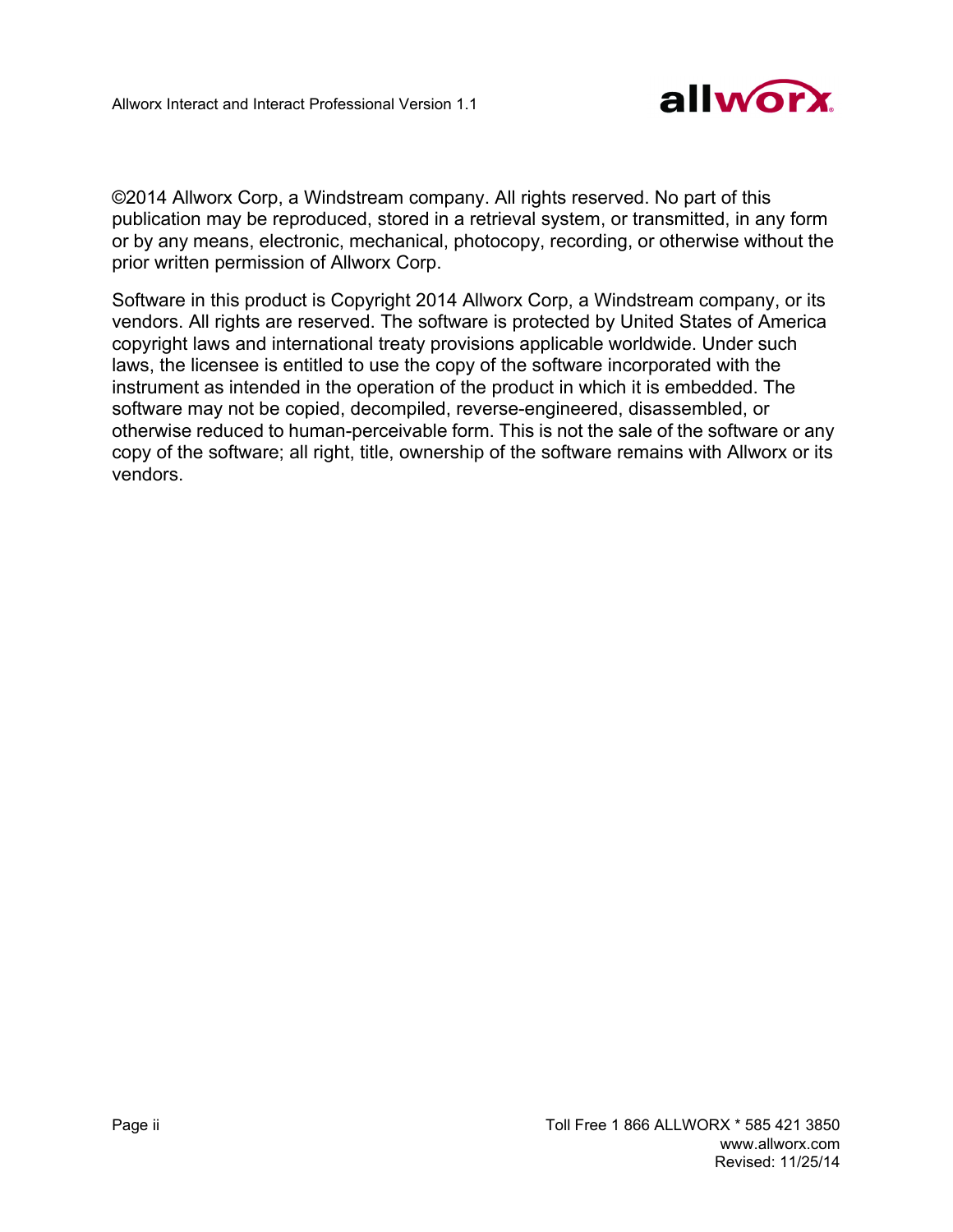©2014 Allworx Corp, a Windstream company. All rights reserved. No part of this publication may be reproduced, stored in a retrieval system, or transmitted, in any form or by any means, electronic, mechanical, photocopy, recording, or otherwise without the prior written permission of Allworx Corp.

Software in this product is Copyright 2014 Allworx Corp, a Windstream company, or its vendors. All rights are reserved. The software is protected by United States of America copyright laws and international treaty provisions applicable worldwide. Under such laws, the licensee is entitled to use the copy of the software incorporated with the instrument as intended in the operation of the product in which it is embedded. The software may not be copied, decompiled, reverse-engineered, disassembled, or otherwise reduced to human-perceivable form. This is not the sale of the software or any copy of the software; all right, title, ownership of the software remains with Allworx or its vendors.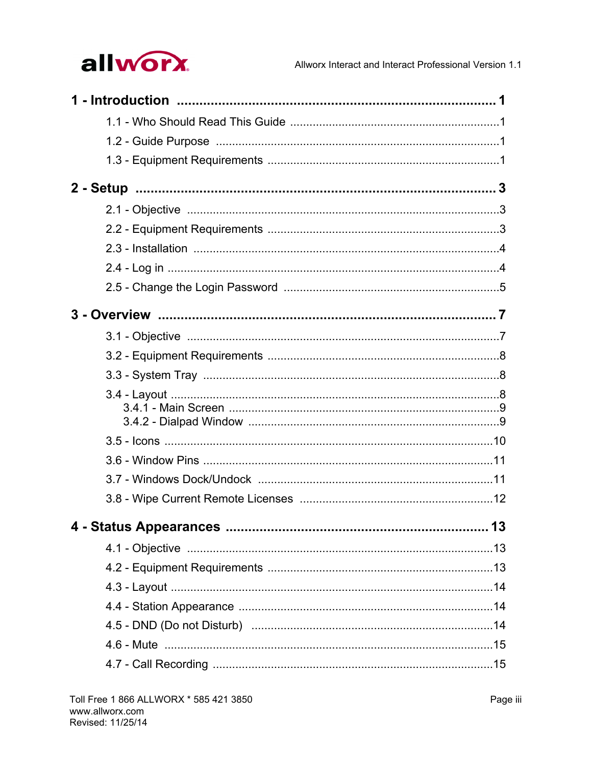**1 - Introduction ........................................................................ 1**

1.1 - Who Should Read This Guide ..............................................1

1.2 - Guide Purpose ....................................................................1

1.3 - Equipment Requirements ....................................................1

**2 - Setup ........................................................................ 3**

2.1 - Objective ...........................................................................3

2.2 - Equipment Requirements ....................................................3

2.3 - Installation ..........................................................................4

2.4 - Log in ..................................................................................4

2.5 - Change the Login Password ..............................................5

**3 - Overview ........................................................................ 7**

3.1 - Objective ...........................................................................7

3.2 - Equipment Requirements ....................................................8

3.3 - System Tray .......................................................................8

3.4 - Layout ................................................................................8

- 3.4.1 - Main Screen ...............................................................9
- 3.4.2 - Dialpad Window .........................................................9

3.5 - Icons ..................................................................................10

3.6 - Window Pins ......................................................................11

3.7 - Windows Dock/Undock ......................................................11

3.8 - Wipe Current Remote Licenses .........................................12

**4 - Status Appearances ........................................................ 13**

4.1 - Objective ...........................................................................13

4.2 - Equipment Requirements ..................................................13

4.3 - Layout ................................................................................14

4.4 - Station Appearance ............................................................14

4.5 - DND (Do not Disturb) .........................................................14

4.6 - Mute ..................................................................................15

4.7 - Call Recording ...................................................................15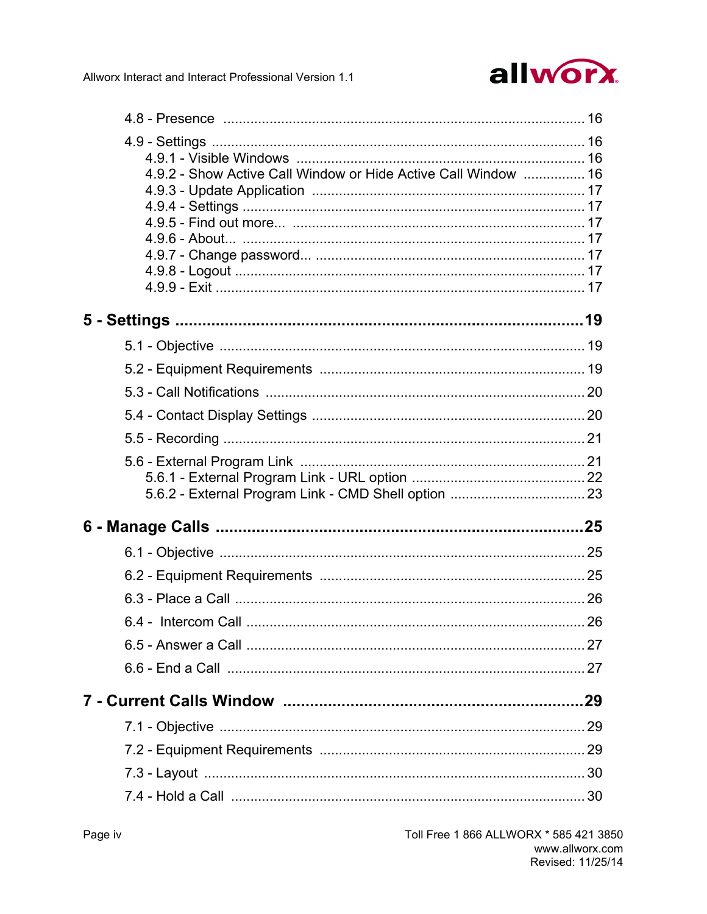4.8 - Presence ........................................................................................ 16

4.9 - Settings ........................................................................................ 16
- 4.9.1 - Visible Windows ........................................................................ 16
- 4.9.2 - Show Active Call Window or Hide Active Call Window ................ 16
- 4.9.3 - Update Application .................................................................. 17
- 4.9.4 - Settings .................................................................................... 17
- 4.9.5 - Find out more... ........................................................................ 17
- 4.9.6 - About... .................................................................................... 17
- 4.9.7 - Change password... .................................................................. 17
- 4.9.8 - Logout ...................................................................................... 17
- 4.9.9 - Exit ........................................................................................... 17

**5 - Settings ........................................................................................ 19**

5.1 - Objective ........................................................................................ 19

5.2 - Equipment Requirements ................................................................. 19

5.3 - Call Notifications .............................................................................. 20

5.4 - Contact Display Settings ................................................................... 20

5.5 - Recording ......................................................................................... 21

5.6 - External Program Link ....................................................................... 21
- 5.6.1 - External Program Link - URL option ............................................ 22
- 5.6.2 - External Program Link - CMD Shell option .................................. 23

**6 - Manage Calls ................................................................................. 25**

6.1 - Objective ........................................................................................ 25

6.2 - Equipment Requirements ................................................................. 25

6.3 - Place a Call ..................................................................................... 26

6.4 - Intercom Call ................................................................................... 26

6.5 - Answer a Call .................................................................................. 27

6.6 - End a Call ........................................................................................ 27

**7 - Current Calls Window ................................................................... 29**

7.1 - Objective ........................................................................................ 29

7.2 - Equipment Requirements ................................................................. 29

7.3 - Layout ............................................................................................. 30

7.4 - Hold a Call ....................................................................................... 30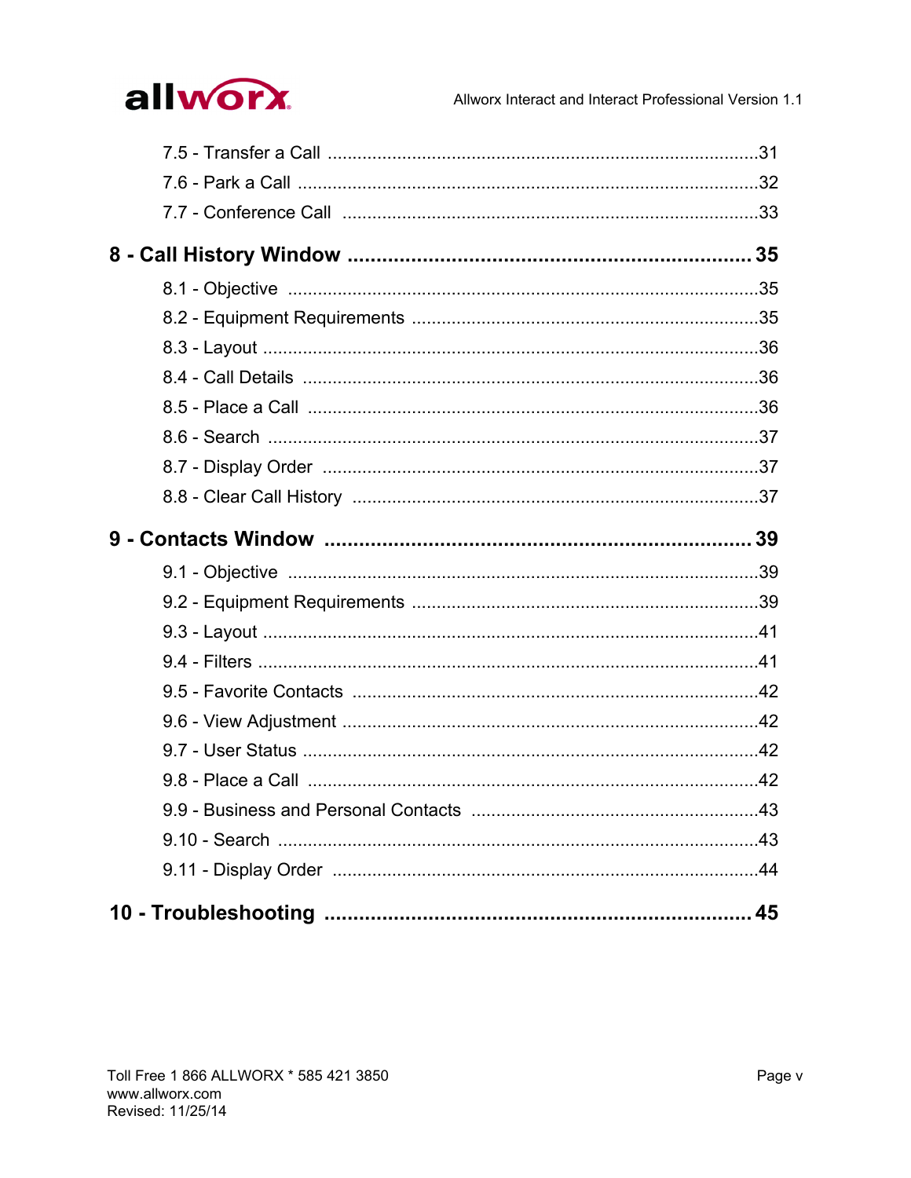7.5 - Transfer a Call ....................................................................................31

7.6 - Park a Call ...........................................................................................32

7.7 - Conference Call ..................................................................................33

**8 - Call History Window .................................................................. 35**

8.1 - Objective .............................................................................................35

8.2 - Equipment Requirements ....................................................................35

8.3 - Layout ..................................................................................................36

8.4 - Call Details ..........................................................................................36

8.5 - Place a Call ..........................................................................................36

8.6 - Search ..................................................................................................37

8.7 - Display Order ......................................................................................37

8.8 - Clear Call History ................................................................................37

**9 - Contacts Window ........................................................................ 39**

9.1 - Objective .............................................................................................39

9.2 - Equipment Requirements ....................................................................39

9.3 - Layout ..................................................................................................41

9.4 - Filters ...................................................................................................41

9.5 - Favorite Contacts ................................................................................42

9.6 - View Adjustment ..................................................................................42

9.7 - User Status ..........................................................................................42

9.8 - Place a Call ..........................................................................................42

9.9 - Business and Personal Contacts ........................................................43

9.10 - Search ................................................................................................43

9.11 - Display Order ....................................................................................44

**10 - Troubleshooting ........................................................................ 45**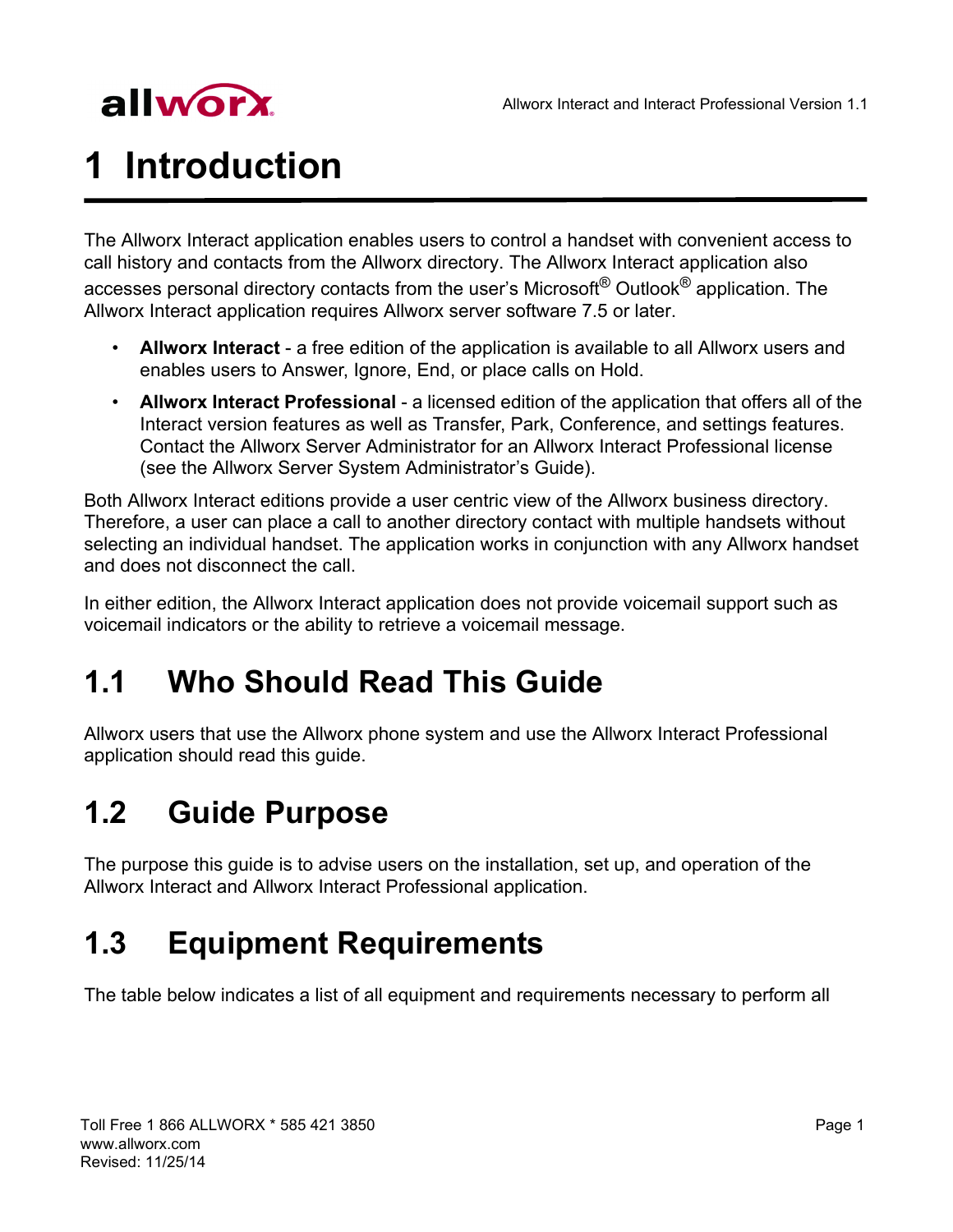# 1 Introduction

The Allworx Interact application enables users to control a handset with convenient access to call history and contacts from the Allworx directory. The Allworx Interact application also accesses personal directory contacts from the user's Microsoft® Outlook® application. The Allworx Interact application requires Allworx server software 7.5 or later.

- **Allworx Interact** - a free edition of the application is available to all Allworx users and enables users to Answer, Ignore, End, or place calls on Hold.
- **Allworx Interact Professional** - a licensed edition of the application that offers all of the Interact version features as well as Transfer, Park, Conference, and settings features. Contact the Allworx Server Administrator for an Allworx Interact Professional license (see the Allworx Server System Administrator's Guide).

Both Allworx Interact editions provide a user centric view of the Allworx business directory. Therefore, a user can place a call to another directory contact with multiple handsets without selecting an individual handset. The application works in conjunction with any Allworx handset and does not disconnect the call.

In either edition, the Allworx Interact application does not provide voicemail support such as voicemail indicators or the ability to retrieve a voicemail message.

## 1.1 Who Should Read This Guide

Allworx users that use the Allworx phone system and use the Allworx Interact Professional application should read this guide.

## 1.2 Guide Purpose

The purpose this guide is to advise users on the installation, set up, and operation of the Allworx Interact and Allworx Interact Professional application.

## 1.3 Equipment Requirements

The table below indicates a list of all equipment and requirements necessary to perform all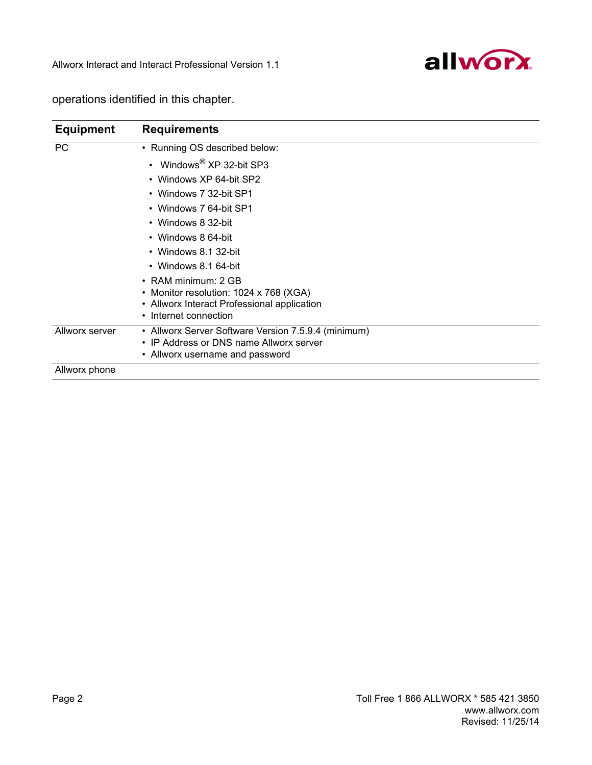operations identified in this chapter.

| Equipment | Requirements |
| --- | --- |
| PC | • Running OS described below:<br>  • Windows® XP 32-bit SP3<br>  • Windows XP 64-bit SP2<br>  • Windows 7 32-bit SP1<br>  • Windows 7 64-bit SP1<br>  • Windows 8 32-bit<br>  • Windows 8 64-bit<br>  • Windows 8.1 32-bit<br>  • Windows 8.1 64-bit<br>• RAM minimum: 2 GB<br>• Monitor resolution: 1024 x 768 (XGA)<br>• Allworx Interact Professional application<br>• Internet connection |
| Allworx server | • Allworx Server Software Version 7.5.9.4 (minimum)<br>• IP Address or DNS name Allworx server<br>• Allworx username and password |
| Allworx phone | |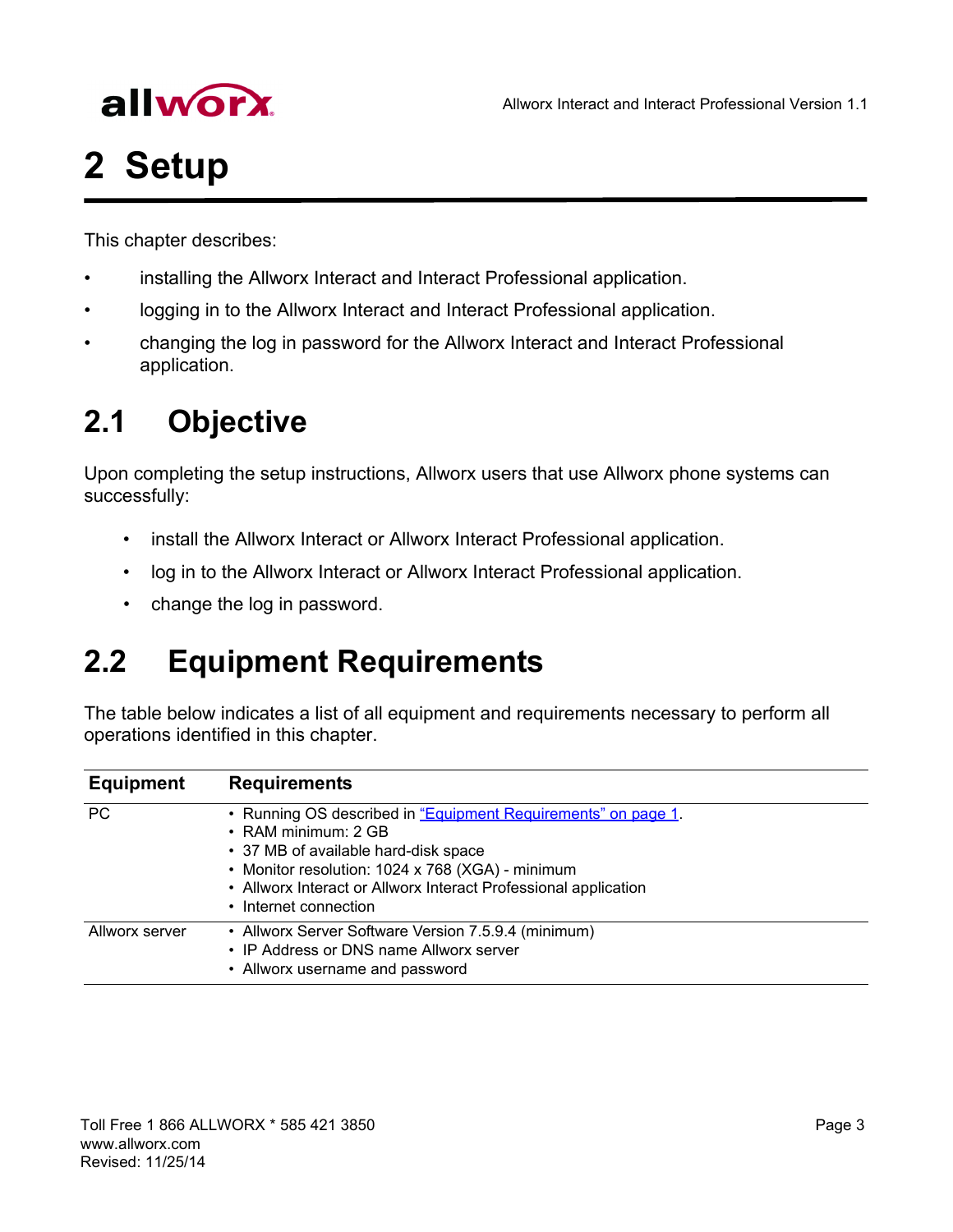# 2 Setup

This chapter describes:

- installing the Allworx Interact and Interact Professional application.
- logging in to the Allworx Interact and Interact Professional application.
- changing the log in password for the Allworx Interact and Interact Professional application.

## 2.1 Objective

Upon completing the setup instructions, Allworx users that use Allworx phone systems can successfully:

- install the Allworx Interact or Allworx Interact Professional application.
- log in to the Allworx Interact or Allworx Interact Professional application.
- change the log in password.

## 2.2 Equipment Requirements

The table below indicates a list of all equipment and requirements necessary to perform all operations identified in this chapter.

| Equipment | Requirements |
|---|---|
| PC | • Running OS described in "Equipment Requirements" on page 1.<br>• RAM minimum: 2 GB<br>• 37 MB of available hard-disk space<br>• Monitor resolution: 1024 x 768 (XGA) - minimum<br>• Allworx Interact or Allworx Interact Professional application<br>• Internet connection |
| Allworx server | • Allworx Server Software Version 7.5.9.4 (minimum)<br>• IP Address or DNS name Allworx server<br>• Allworx username and password |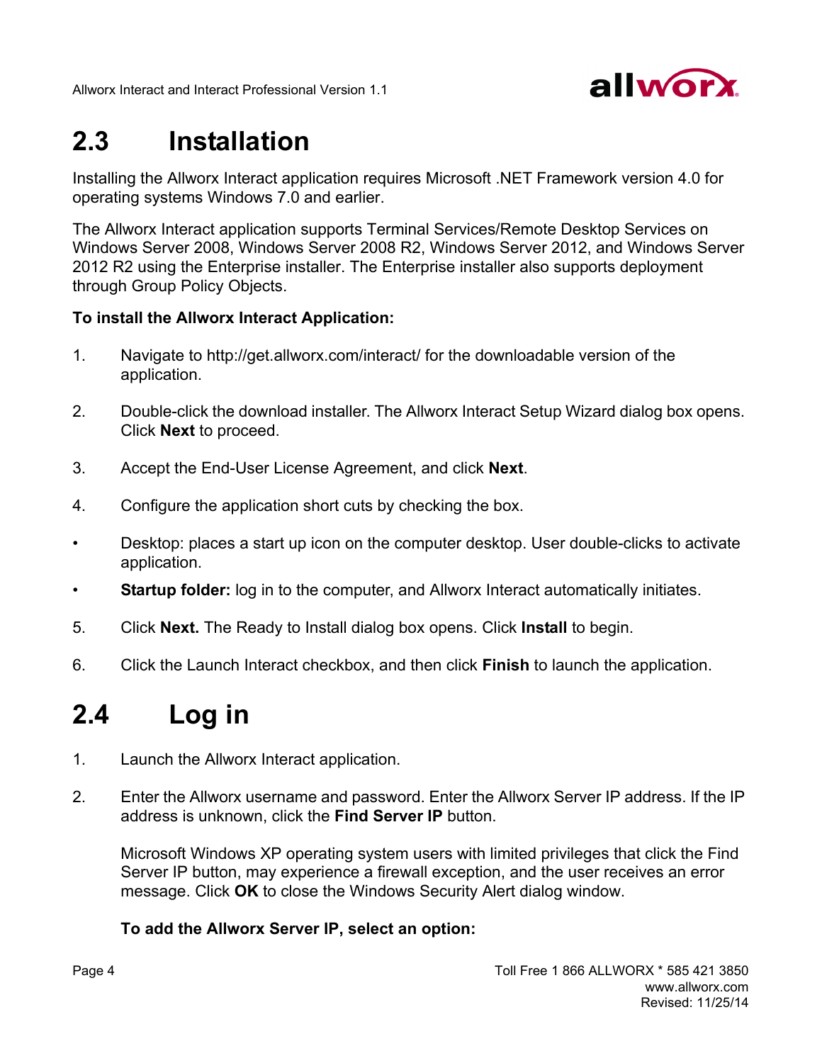## 2.3 Installation

Installing the Allworx Interact application requires Microsoft .NET Framework version 4.0 for operating systems Windows 7.0 and earlier.

The Allworx Interact application supports Terminal Services/Remote Desktop Services on Windows Server 2008, Windows Server 2008 R2, Windows Server 2012, and Windows Server 2012 R2 using the Enterprise installer. The Enterprise installer also supports deployment through Group Policy Objects.

**To install the Allworx Interact Application:**

1. Navigate to http://get.allworx.com/interact/ for the downloadable version of the application.
2. Double-click the download installer. The Allworx Interact Setup Wizard dialog box opens. Click **Next** to proceed.
3. Accept the End-User License Agreement, and click **Next**.
4. Configure the application short cuts by checking the box.

- Desktop: places a start up icon on the computer desktop. User double-clicks to activate application.
- **Startup folder:** log in to the computer, and Allworx Interact automatically initiates.

5. Click **Next.** The Ready to Install dialog box opens. Click **Install** to begin.
6. Click the Launch Interact checkbox, and then click **Finish** to launch the application.

## 2.4 Log in

1. Launch the Allworx Interact application.
2. Enter the Allworx username and password. Enter the Allworx Server IP address. If the IP address is unknown, click the **Find Server IP** button.

   Microsoft Windows XP operating system users with limited privileges that click the Find Server IP button, may experience a firewall exception, and the user receives an error message. Click **OK** to close the Windows Security Alert dialog window.

   **To add the Allworx Server IP, select an option:**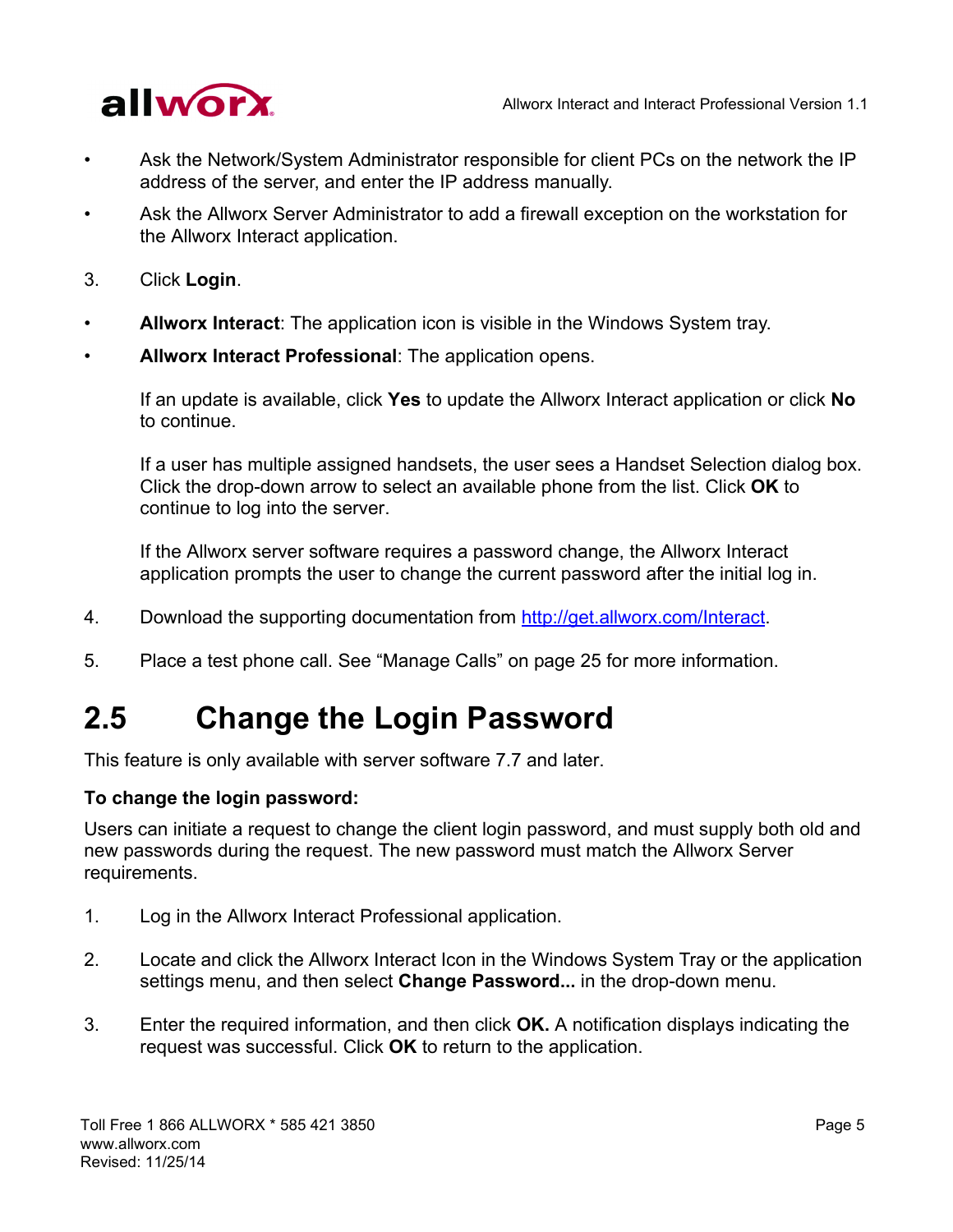- Ask the Network/System Administrator responsible for client PCs on the network the IP address of the server, and enter the IP address manually.
- Ask the Allworx Server Administrator to add a firewall exception on the workstation for the Allworx Interact application.

3. Click **Login**.

- **Allworx Interact**: The application icon is visible in the Windows System tray.
- **Allworx Interact Professional**: The application opens.

   If an update is available, click **Yes** to update the Allworx Interact application or click **No** to continue.

   If a user has multiple assigned handsets, the user sees a Handset Selection dialog box. Click the drop-down arrow to select an available phone from the list. Click **OK** to continue to log into the server.

   If the Allworx server software requires a password change, the Allworx Interact application prompts the user to change the current password after the initial log in.

4. Download the supporting documentation from [http://get.allworx.com/Interact](http://get.allworx.com/Interact).

5. Place a test phone call. See "Manage Calls" on page 25 for more information.

## 2.5 Change the Login Password

This feature is only available with server software 7.7 and later.

**To change the login password:**

Users can initiate a request to change the client login password, and must supply both old and new passwords during the request. The new password must match the Allworx Server requirements.

1. Log in the Allworx Interact Professional application.
2. Locate and click the Allworx Interact Icon in the Windows System Tray or the application settings menu, and then select **Change Password...** in the drop-down menu.
3. Enter the required information, and then click **OK.** A notification displays indicating the request was successful. Click **OK** to return to the application.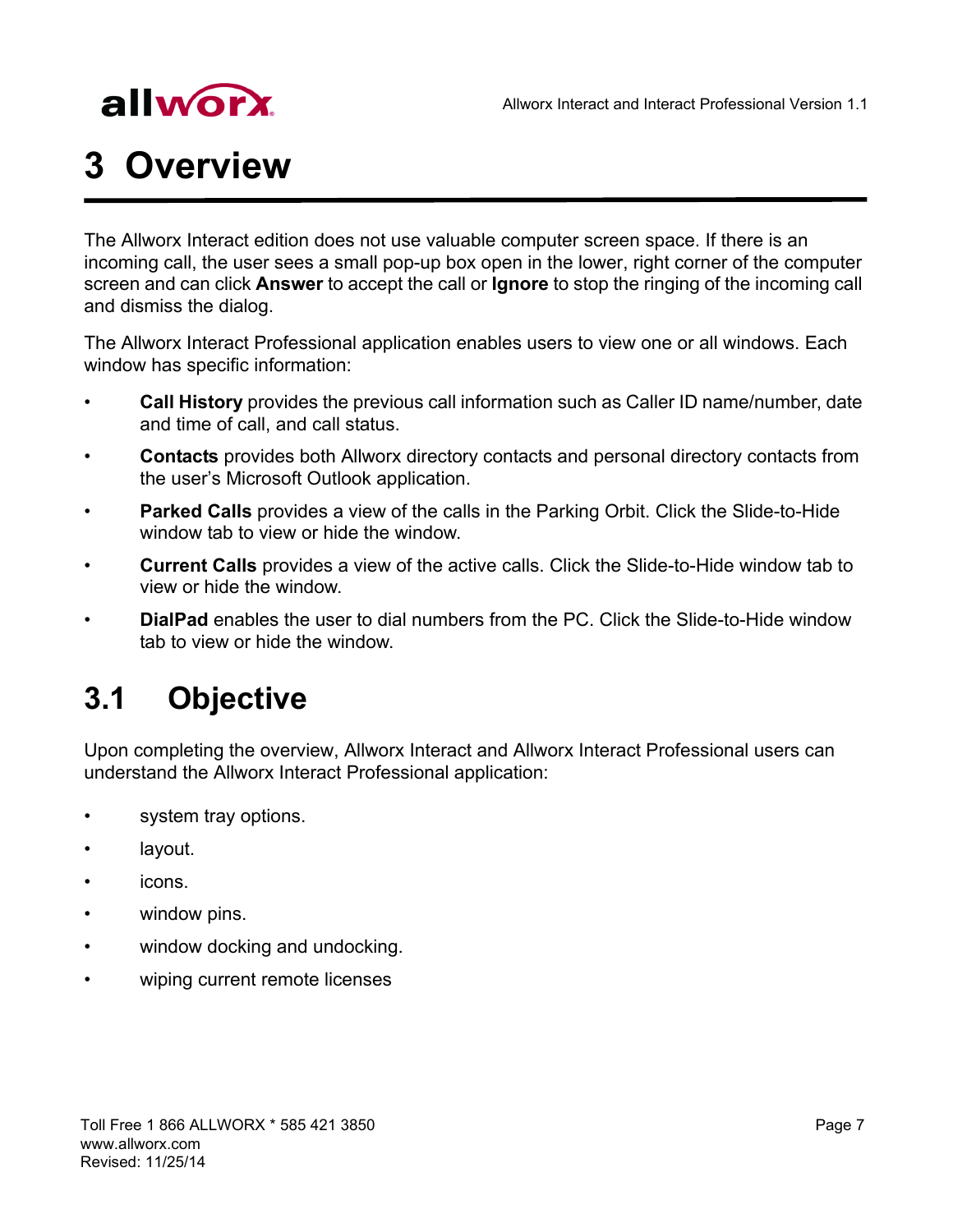# 3 Overview

The Allworx Interact edition does not use valuable computer screen space. If there is an incoming call, the user sees a small pop-up box open in the lower, right corner of the computer screen and can click **Answer** to accept the call or **Ignore** to stop the ringing of the incoming call and dismiss the dialog.

The Allworx Interact Professional application enables users to view one or all windows. Each window has specific information:

- **Call History** provides the previous call information such as Caller ID name/number, date and time of call, and call status.
- **Contacts** provides both Allworx directory contacts and personal directory contacts from the user's Microsoft Outlook application.
- **Parked Calls** provides a view of the calls in the Parking Orbit. Click the Slide-to-Hide window tab to view or hide the window.
- **Current Calls** provides a view of the active calls. Click the Slide-to-Hide window tab to view or hide the window.
- **DialPad** enables the user to dial numbers from the PC. Click the Slide-to-Hide window tab to view or hide the window.

## 3.1 Objective

Upon completing the overview, Allworx Interact and Allworx Interact Professional users can understand the Allworx Interact Professional application:

- system tray options.
- layout.
- icons.
- window pins.
- window docking and undocking.
- wiping current remote licenses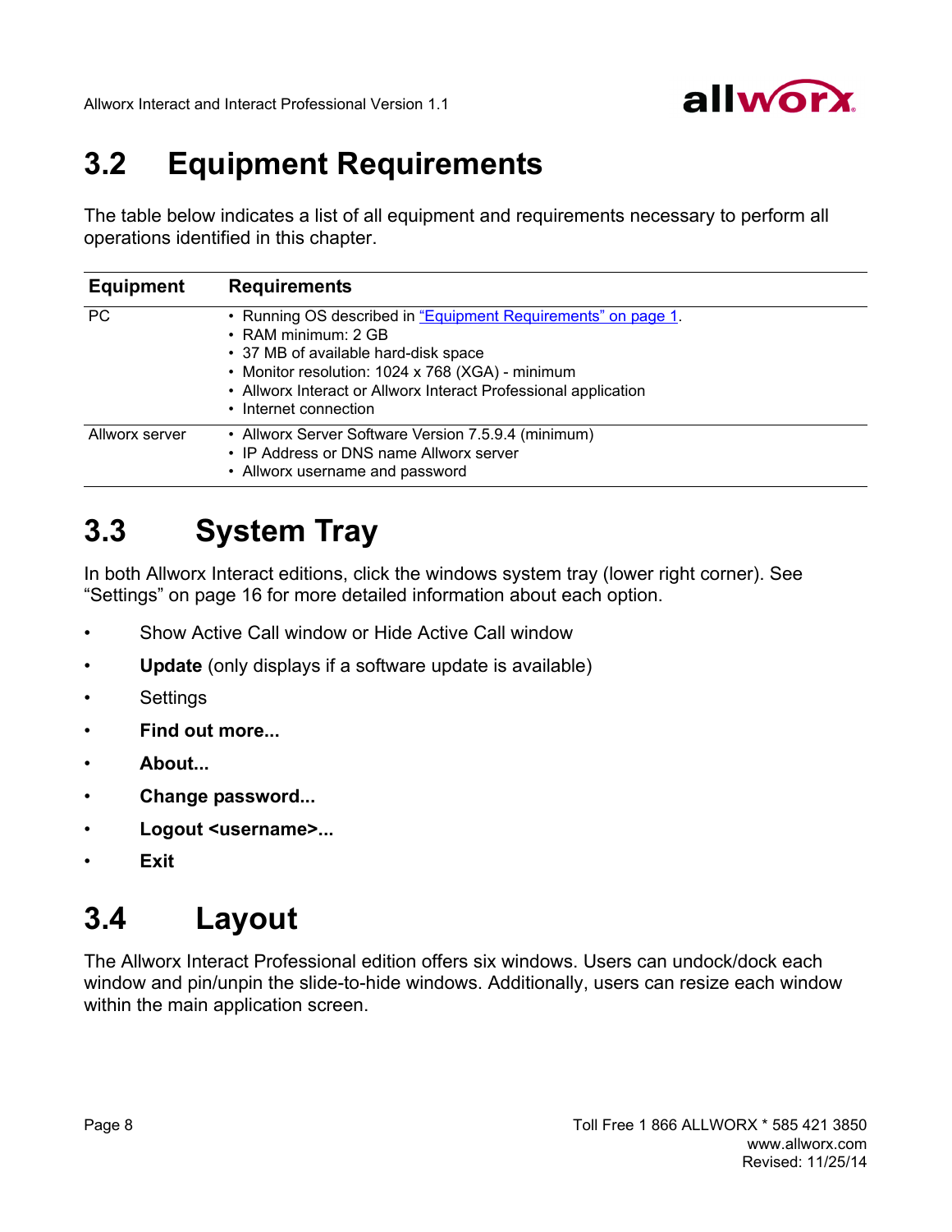## 3.2 Equipment Requirements

The table below indicates a list of all equipment and requirements necessary to perform all operations identified in this chapter.

| Equipment | Requirements |
|---|---|
| PC | • Running OS described in "Equipment Requirements" on page 1.<br>• RAM minimum: 2 GB<br>• 37 MB of available hard-disk space<br>• Monitor resolution: 1024 x 768 (XGA) - minimum<br>• Allworx Interact or Allworx Interact Professional application<br>• Internet connection |
| Allworx server | • Allworx Server Software Version 7.5.9.4 (minimum)<br>• IP Address or DNS name Allworx server<br>• Allworx username and password |

## 3.3 System Tray

In both Allworx Interact editions, click the windows system tray (lower right corner). See "Settings" on page 16 for more detailed information about each option.

- Show Active Call window or Hide Active Call window
- **Update** (only displays if a software update is available)
- Settings
- **Find out more...**
- **About...**
- **Change password...**
- **Logout <username>...**
- **Exit**

## 3.4 Layout

The Allworx Interact Professional edition offers six windows. Users can undock/dock each window and pin/unpin the slide-to-hide windows. Additionally, users can resize each window within the main application screen.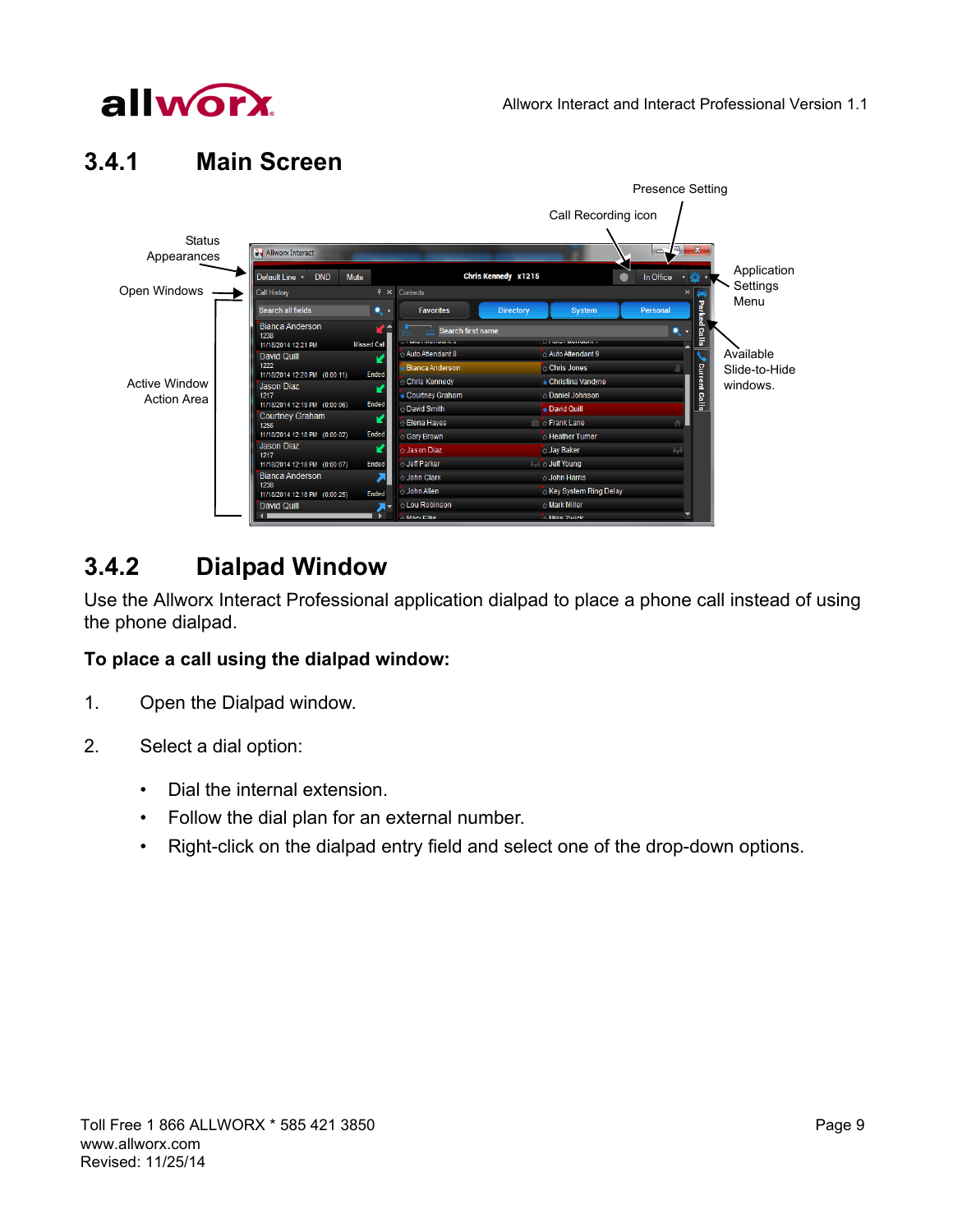## 3.4.1 Main Screen

## 3.4.2 Dialpad Window

Use the Allworx Interact Professional application dialpad to place a phone call instead of using the phone dialpad.

**To place a call using the dialpad window:**

1. Open the Dialpad window.
2. Select a dial option:
   - Dial the internal extension.
   - Follow the dial plan for an external number.
   - Right-click on the dialpad entry field and select one of the drop-down options.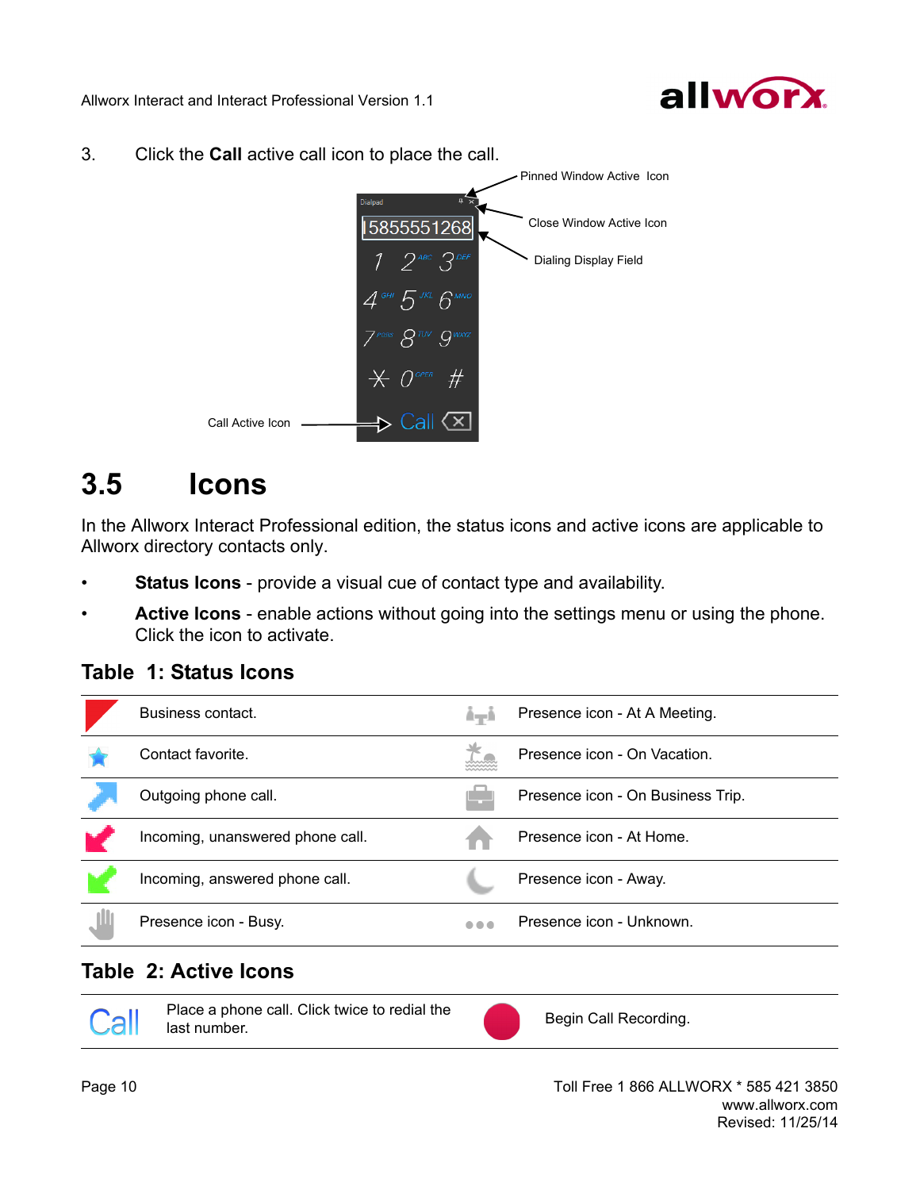3. Click the **Call** active call icon to place the call.

Pinned Window Active Icon

Close Window Active Icon

Dialing Display Field

Call Active Icon

## 3.5 Icons

In the Allworx Interact Professional edition, the status icons and active icons are applicable to Allworx directory contacts only.

- **Status Icons** - provide a visual cue of contact type and availability.
- **Active Icons** - enable actions without going into the settings menu or using the phone. Click the icon to activate.

### Table 1: Status Icons

| | | | |
|---|---|---|---|
| | Business contact. | | Presence icon - At A Meeting. |
| | Contact favorite. | | Presence icon - On Vacation. |
| | Outgoing phone call. | | Presence icon - On Business Trip. |
| | Incoming, unanswered phone call. | | Presence icon - At Home. |
| | Incoming, answered phone call. | | Presence icon - Away. |
| | Presence icon - Busy. | | Presence icon - Unknown. |

### Table 2: Active Icons

| | | | |
|---|---|---|---|
| Call | Place a phone call. Click twice to redial the last number. | | Begin Call Recording. |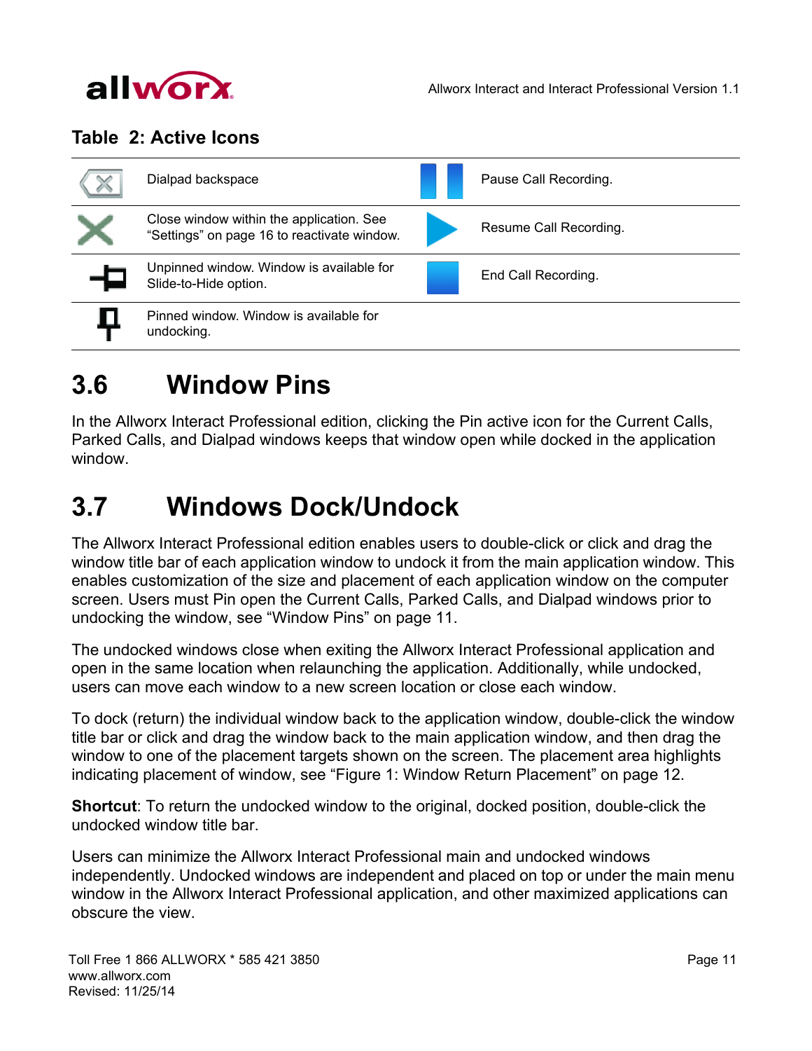**Table 2: Active Icons**

| Icon | Description | Icon | Description |
|---|---|---|---|
| | Dialpad backspace | | Pause Call Recording. |
| | Close window within the application. See "Settings" on page 16 to reactivate window. | | Resume Call Recording. |
| | Unpinned window. Window is available for Slide-to-Hide option. | | End Call Recording. |
| | Pinned window. Window is available for undocking. | | |

## 3.6 Window Pins

In the Allworx Interact Professional edition, clicking the Pin active icon for the Current Calls, Parked Calls, and Dialpad windows keeps that window open while docked in the application window.

## 3.7 Windows Dock/Undock

The Allworx Interact Professional edition enables users to double-click or click and drag the window title bar of each application window to undock it from the main application window. This enables customization of the size and placement of each application window on the computer screen. Users must Pin open the Current Calls, Parked Calls, and Dialpad windows prior to undocking the window, see "Window Pins" on page 11.

The undocked windows close when exiting the Allworx Interact Professional application and open in the same location when relaunching the application. Additionally, while undocked, users can move each window to a new screen location or close each window.

To dock (return) the individual window back to the application window, double-click the window title bar or click and drag the window back to the main application window, and then drag the window to one of the placement targets shown on the screen. The placement area highlights indicating placement of window, see "Figure 1: Window Return Placement" on page 12.

**Shortcut**: To return the undocked window to the original, docked position, double-click the undocked window title bar.

Users can minimize the Allworx Interact Professional main and undocked windows independently. Undocked windows are independent and placed on top or under the main menu window in the Allworx Interact Professional application, and other maximized applications can obscure the view.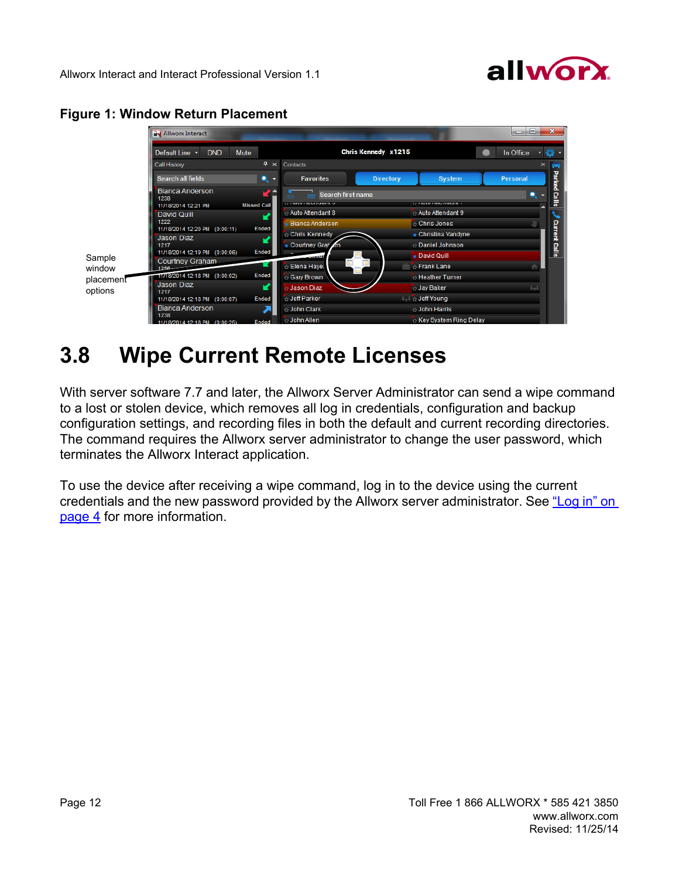**Figure 1: Window Return Placement**

Sample window placement options

## 3.8 Wipe Current Remote Licenses

With server software 7.7 and later, the Allworx Server Administrator can send a wipe command to a lost or stolen device, which removes all log in credentials, configuration and backup configuration settings, and recording files in both the default and current recording directories. The command requires the Allworx server administrator to change the user password, which terminates the Allworx Interact application.

To use the device after receiving a wipe command, log in to the device using the current credentials and the new password provided by the Allworx server administrator. See "Log in" on page 4 for more information.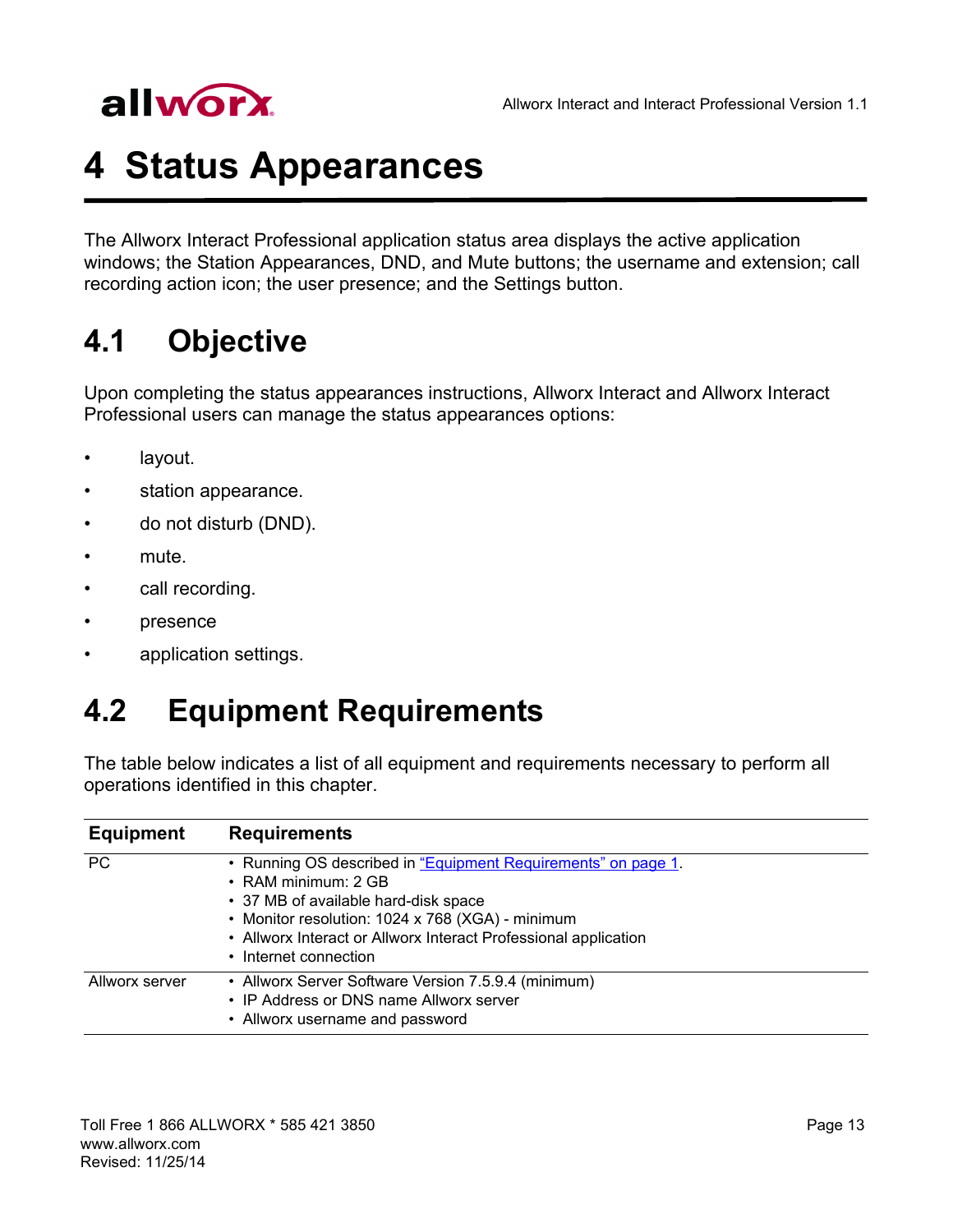# 4 Status Appearances

The Allworx Interact Professional application status area displays the active application windows; the Station Appearances, DND, and Mute buttons; the username and extension; call recording action icon; the user presence; and the Settings button.

## 4.1 Objective

Upon completing the status appearances instructions, Allworx Interact and Allworx Interact Professional users can manage the status appearances options:

- layout.
- station appearance.
- do not disturb (DND).
- mute.
- call recording.
- presence
- application settings.

## 4.2 Equipment Requirements

The table below indicates a list of all equipment and requirements necessary to perform all operations identified in this chapter.

| Equipment | Requirements |
|---|---|
| PC | • Running OS described in "Equipment Requirements" on page 1.<br>• RAM minimum: 2 GB<br>• 37 MB of available hard-disk space<br>• Monitor resolution: 1024 x 768 (XGA) - minimum<br>• Allworx Interact or Allworx Interact Professional application<br>• Internet connection |
| Allworx server | • Allworx Server Software Version 7.5.9.4 (minimum)<br>• IP Address or DNS name Allworx server<br>• Allworx username and password |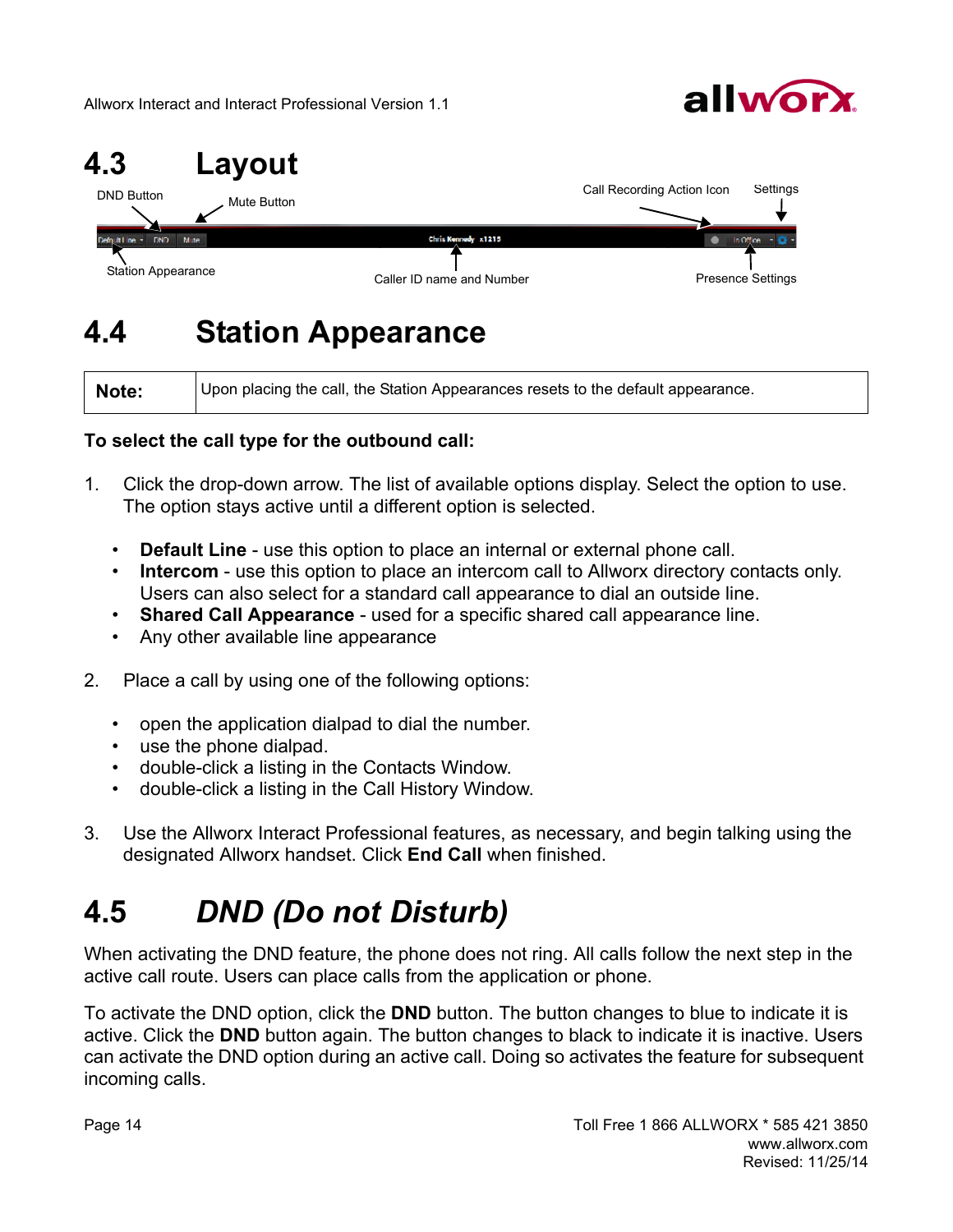## 4.3 Layout

DND Button

Mute Button

Call Recording Action Icon

Settings

Station Appearance

Caller ID name and Number

Presence Settings

## 4.4 Station Appearance

| **Note:** | Upon placing the call, the Station Appearances resets to the default appearance. |
|---|---|

**To select the call type for the outbound call:**

1. Click the drop-down arrow. The list of available options display. Select the option to use. The option stays active until a different option is selected.

   - **Default Line** - use this option to place an internal or external phone call.
   - **Intercom** - use this option to place an intercom call to Allworx directory contacts only. Users can also select for a standard call appearance to dial an outside line.
   - **Shared Call Appearance** - used for a specific shared call appearance line.
   - Any other available line appearance

2. Place a call by using one of the following options:

   - open the application dialpad to dial the number.
   - use the phone dialpad.
   - double-click a listing in the Contacts Window.
   - double-click a listing in the Call History Window.

3. Use the Allworx Interact Professional features, as necessary, and begin talking using the designated Allworx handset. Click **End Call** when finished.

## 4.5 *DND (Do not Disturb)*

When activating the DND feature, the phone does not ring. All calls follow the next step in the active call route. Users can place calls from the application or phone.

To activate the DND option, click the **DND** button. The button changes to blue to indicate it is active. Click the **DND** button again. The button changes to black to indicate it is inactive. Users can activate the DND option during an active call. Doing so activates the feature for subsequent incoming calls.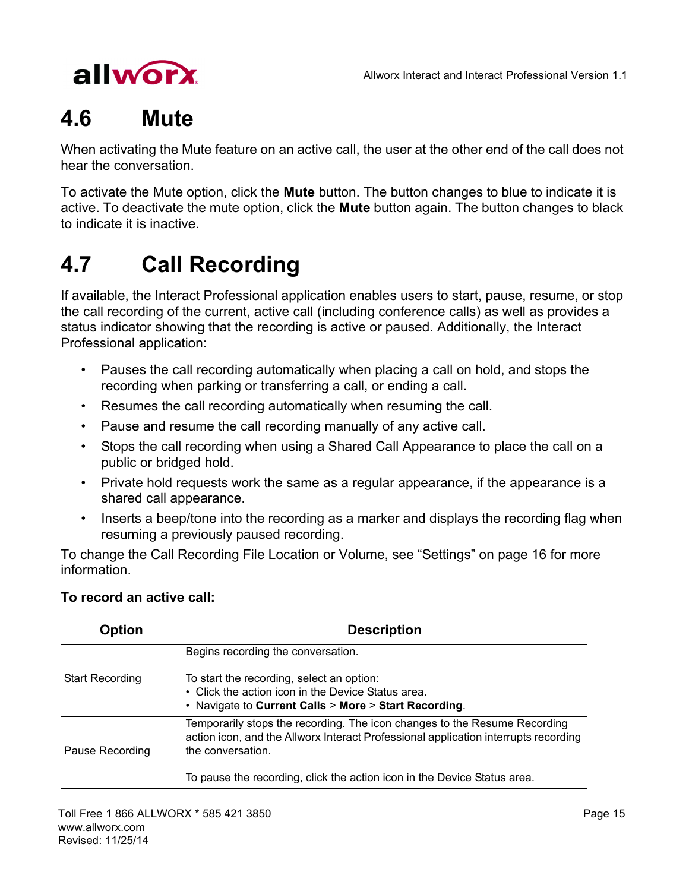## 4.6 Mute

When activating the Mute feature on an active call, the user at the other end of the call does not hear the conversation.

To activate the Mute option, click the **Mute** button. The button changes to blue to indicate it is active. To deactivate the mute option, click the **Mute** button again. The button changes to black to indicate it is inactive.

## 4.7 Call Recording

If available, the Interact Professional application enables users to start, pause, resume, or stop the call recording of the current, active call (including conference calls) as well as provides a status indicator showing that the recording is active or paused. Additionally, the Interact Professional application:

- Pauses the call recording automatically when placing a call on hold, and stops the recording when parking or transferring a call, or ending a call.
- Resumes the call recording automatically when resuming the call.
- Pause and resume the call recording manually of any active call.
- Stops the call recording when using a Shared Call Appearance to place the call on a public or bridged hold.
- Private hold requests work the same as a regular appearance, if the appearance is a shared call appearance.
- Inserts a beep/tone into the recording as a marker and displays the recording flag when resuming a previously paused recording.

To change the Call Recording File Location or Volume, see “Settings” on page 16 for more information.

**To record an active call:**

| Option | Description |
|---|---|
| Start Recording | Begins recording the conversation.<br><br>To start the recording, select an option:<br>• Click the action icon in the Device Status area.<br>• Navigate to **Current Calls** > **More** > **Start Recording**. |
| Pause Recording | Temporarily stops the recording. The icon changes to the Resume Recording action icon, and the Allworx Interact Professional application interrupts recording the conversation.<br><br>To pause the recording, click the action icon in the Device Status area. |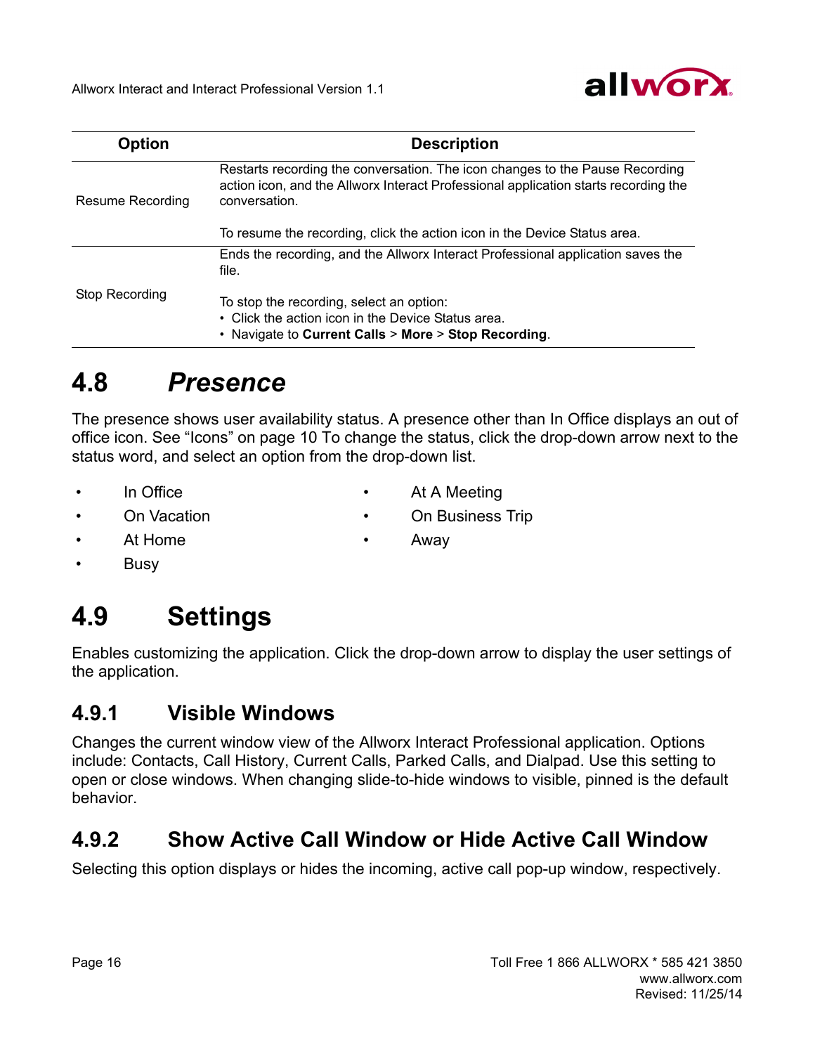| Option | Description |
|---|---|
| Resume Recording | Restarts recording the conversation. The icon changes to the Pause Recording action icon, and the Allworx Interact Professional application starts recording the conversation.<br><br>To resume the recording, click the action icon in the Device Status area. |
| Stop Recording | Ends the recording, and the Allworx Interact Professional application saves the file.<br><br>To stop the recording, select an option:<br>• Click the action icon in the Device Status area.<br>• Navigate to **Current Calls** > **More** > **Stop Recording**. |

## 4.8 *Presence*

The presence shows user availability status. A presence other than In Office displays an out of office icon. See “Icons” on page 10 To change the status, click the drop-down arrow next to the status word, and select an option from the drop-down list.

- In Office
- On Vacation
- At Home
- Busy
- At A Meeting
- On Business Trip
- Away

## 4.9 Settings

Enables customizing the application. Click the drop-down arrow to display the user settings of the application.

### 4.9.1 Visible Windows

Changes the current window view of the Allworx Interact Professional application. Options include: Contacts, Call History, Current Calls, Parked Calls, and Dialpad. Use this setting to open or close windows. When changing slide-to-hide windows to visible, pinned is the default behavior.

### 4.9.2 Show Active Call Window or Hide Active Call Window

Selecting this option displays or hides the incoming, active call pop-up window, respectively.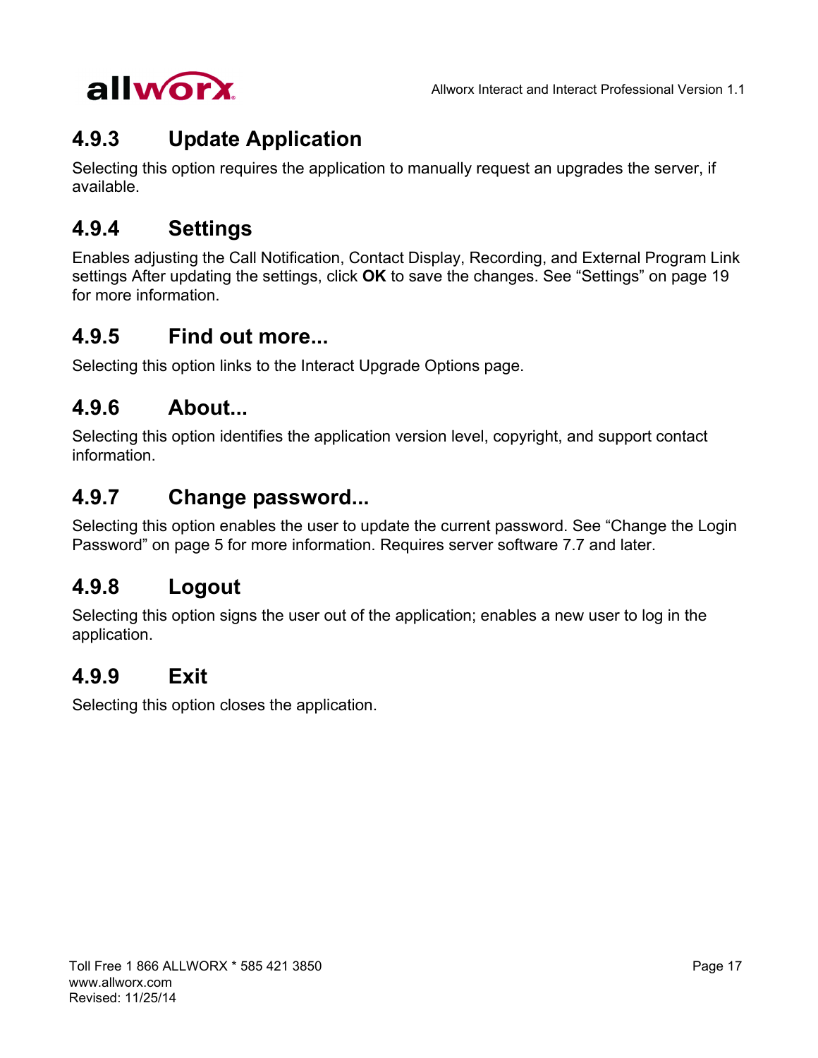### 4.9.3 Update Application

Selecting this option requires the application to manually request an upgrades the server, if available.

### 4.9.4 Settings

Enables adjusting the Call Notification, Contact Display, Recording, and External Program Link settings After updating the settings, click **OK** to save the changes. See “Settings” on page 19 for more information.

### 4.9.5 Find out more...

Selecting this option links to the Interact Upgrade Options page.

### 4.9.6 About...

Selecting this option identifies the application version level, copyright, and support contact information.

### 4.9.7 Change password...

Selecting this option enables the user to update the current password. See “Change the Login Password” on page 5 for more information. Requires server software 7.7 and later.

### 4.9.8 Logout

Selecting this option signs the user out of the application; enables a new user to log in the application.

### 4.9.9 Exit

Selecting this option closes the application.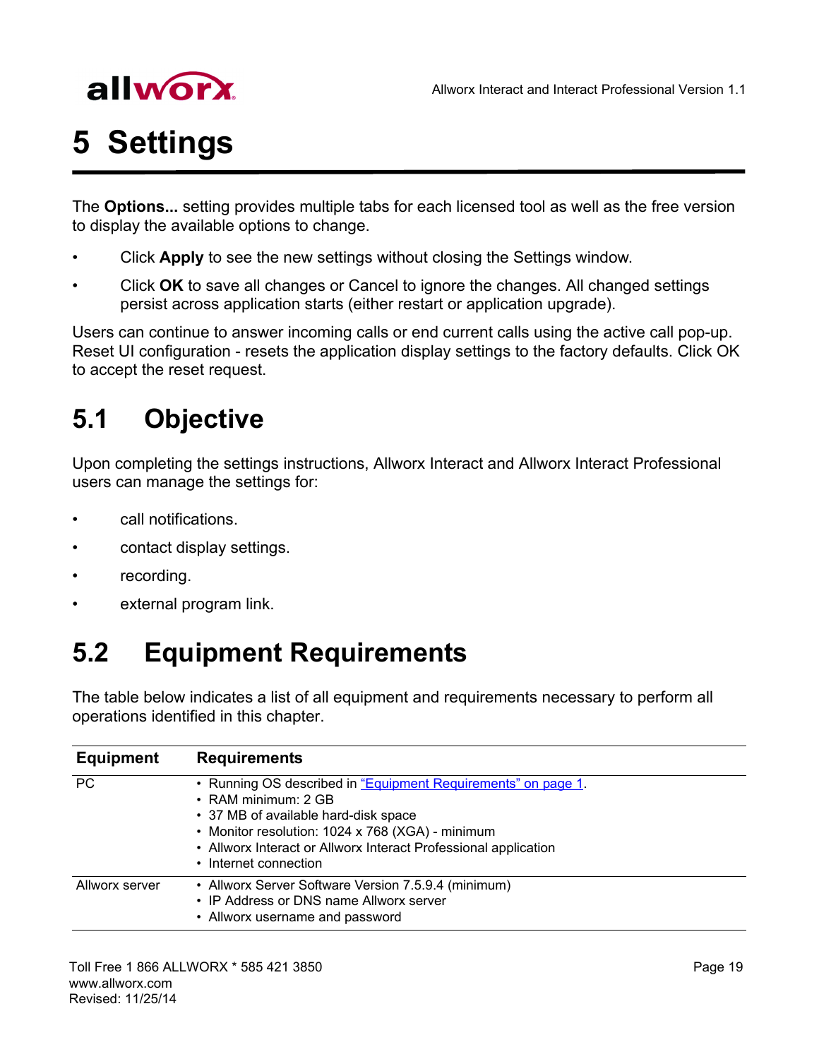# 5 Settings

The **Options...** setting provides multiple tabs for each licensed tool as well as the free version to display the available options to change.

- Click **Apply** to see the new settings without closing the Settings window.
- Click **OK** to save all changes or Cancel to ignore the changes. All changed settings persist across application starts (either restart or application upgrade).

Users can continue to answer incoming calls or end current calls using the active call pop-up. Reset UI configuration - resets the application display settings to the factory defaults. Click OK to accept the reset request.

## 5.1 Objective

Upon completing the settings instructions, Allworx Interact and Allworx Interact Professional users can manage the settings for:

- call notifications.
- contact display settings.
- recording.
- external program link.

## 5.2 Equipment Requirements

The table below indicates a list of all equipment and requirements necessary to perform all operations identified in this chapter.

| Equipment | Requirements |
|---|---|
| PC | • Running OS described in "Equipment Requirements" on page 1.<br>• RAM minimum: 2 GB<br>• 37 MB of available hard-disk space<br>• Monitor resolution: 1024 x 768 (XGA) - minimum<br>• Allworx Interact or Allworx Interact Professional application<br>• Internet connection |
| Allworx server | • Allworx Server Software Version 7.5.9.4 (minimum)<br>• IP Address or DNS name Allworx server<br>• Allworx username and password |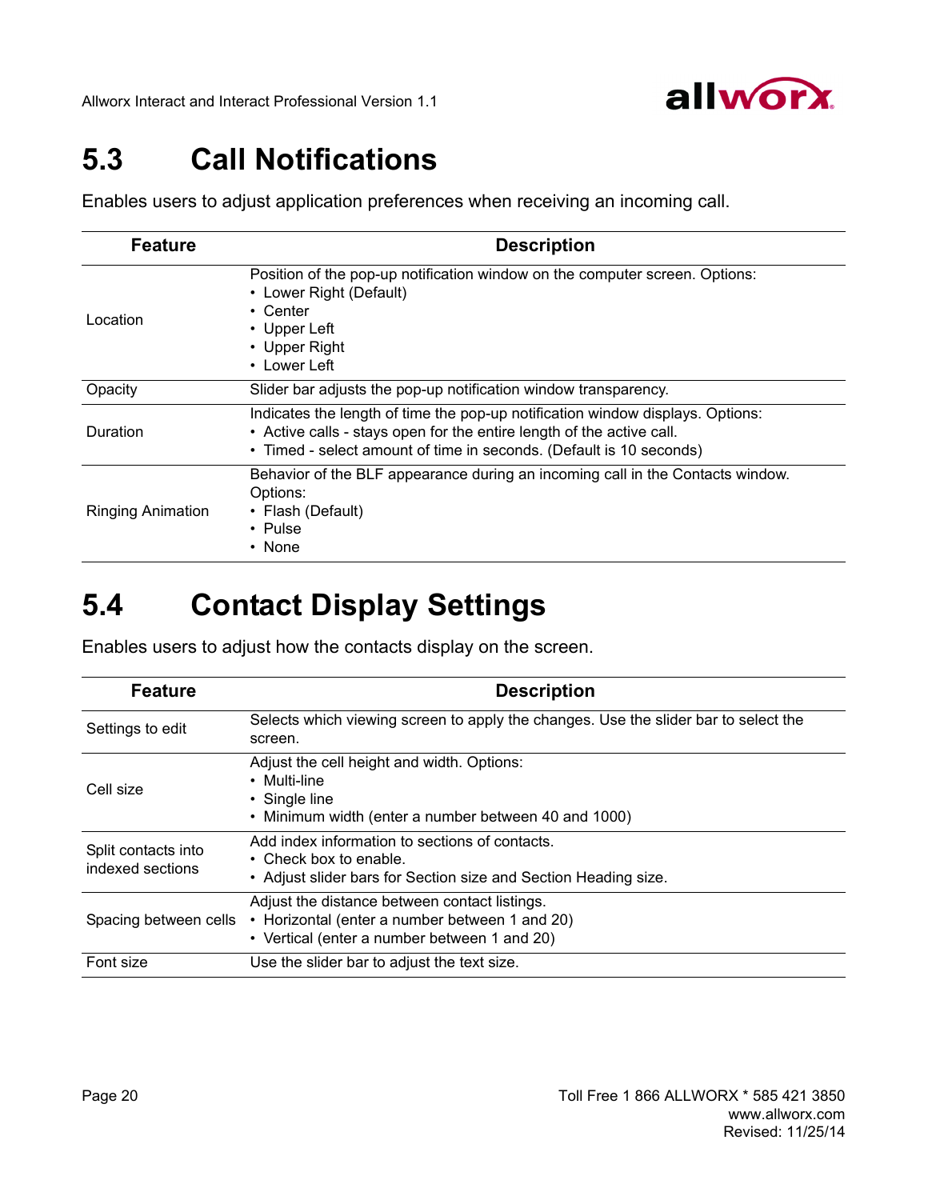## 5.3 Call Notifications

Enables users to adjust application preferences when receiving an incoming call.

| Feature | Description |
|---|---|
| Location | Position of the pop-up notification window on the computer screen. Options:<br>• Lower Right (Default)<br>• Center<br>• Upper Left<br>• Upper Right<br>• Lower Left |
| Opacity | Slider bar adjusts the pop-up notification window transparency. |
| Duration | Indicates the length of time the pop-up notification window displays. Options:<br>• Active calls - stays open for the entire length of the active call.<br>• Timed - select amount of time in seconds. (Default is 10 seconds) |
| Ringing Animation | Behavior of the BLF appearance during an incoming call in the Contacts window. Options:<br>• Flash (Default)<br>• Pulse<br>• None |

## 5.4 Contact Display Settings

Enables users to adjust how the contacts display on the screen.

| Feature | Description |
|---|---|
| Settings to edit | Selects which viewing screen to apply the changes. Use the slider bar to select the screen. |
| Cell size | Adjust the cell height and width. Options:<br>• Multi-line<br>• Single line<br>• Minimum width (enter a number between 40 and 1000) |
| Split contacts into indexed sections | Add index information to sections of contacts.<br>• Check box to enable.<br>• Adjust slider bars for Section size and Section Heading size. |
| Spacing between cells | Adjust the distance between contact listings.<br>• Horizontal (enter a number between 1 and 20)<br>• Vertical (enter a number between 1 and 20) |
| Font size | Use the slider bar to adjust the text size. |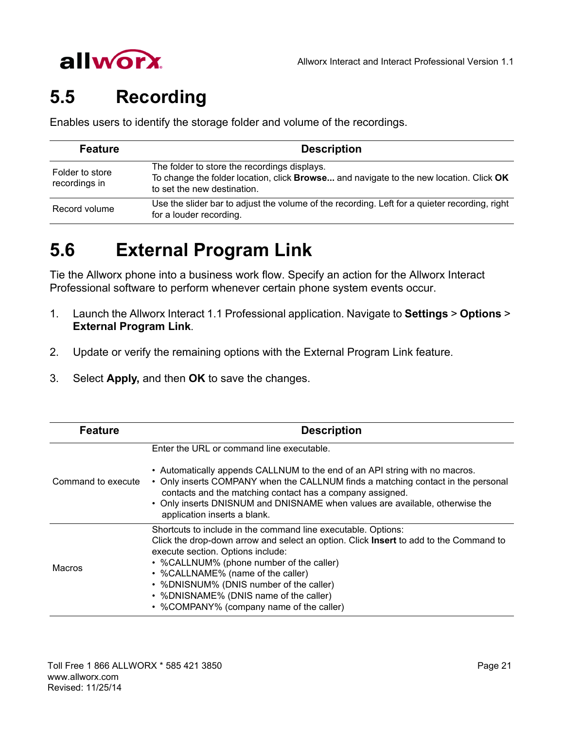## 5.5 Recording

Enables users to identify the storage folder and volume of the recordings.

| Feature | Description |
|---|---|
| Folder to store recordings in | The folder to store the recordings displays.<br>To change the folder location, click **Browse...** and navigate to the new location. Click **OK** to set the new destination. |
| Record volume | Use the slider bar to adjust the volume of the recording. Left for a quieter recording, right for a louder recording. |

## 5.6 External Program Link

Tie the Allworx phone into a business work flow. Specify an action for the Allworx Interact Professional software to perform whenever certain phone system events occur.

1. Launch the Allworx Interact 1.1 Professional application. Navigate to **Settings** > **Options** > **External Program Link**.
2. Update or verify the remaining options with the External Program Link feature.
3. Select **Apply,** and then **OK** to save the changes.

| Feature | Description |
|---|---|
| Command to execute | Enter the URL or command line executable.<br><br>• Automatically appends CALLNUM to the end of an API string with no macros.<br>• Only inserts COMPANY when the CALLNUM finds a matching contact in the personal contacts and the matching contact has a company assigned.<br>• Only inserts DNISNUM and DNISNAME when values are available, otherwise the application inserts a blank. |
| Macros | Shortcuts to include in the command line executable. Options:<br>Click the drop-down arrow and select an option. Click **Insert** to add to the Command to execute section. Options include:<br>• %CALLNUM% (phone number of the caller)<br>• %CALLNAME% (name of the caller)<br>• %DNISNUM% (DNIS number of the caller)<br>• %DNISNAME% (DNIS name of the caller)<br>• %COMPANY% (company name of the caller) |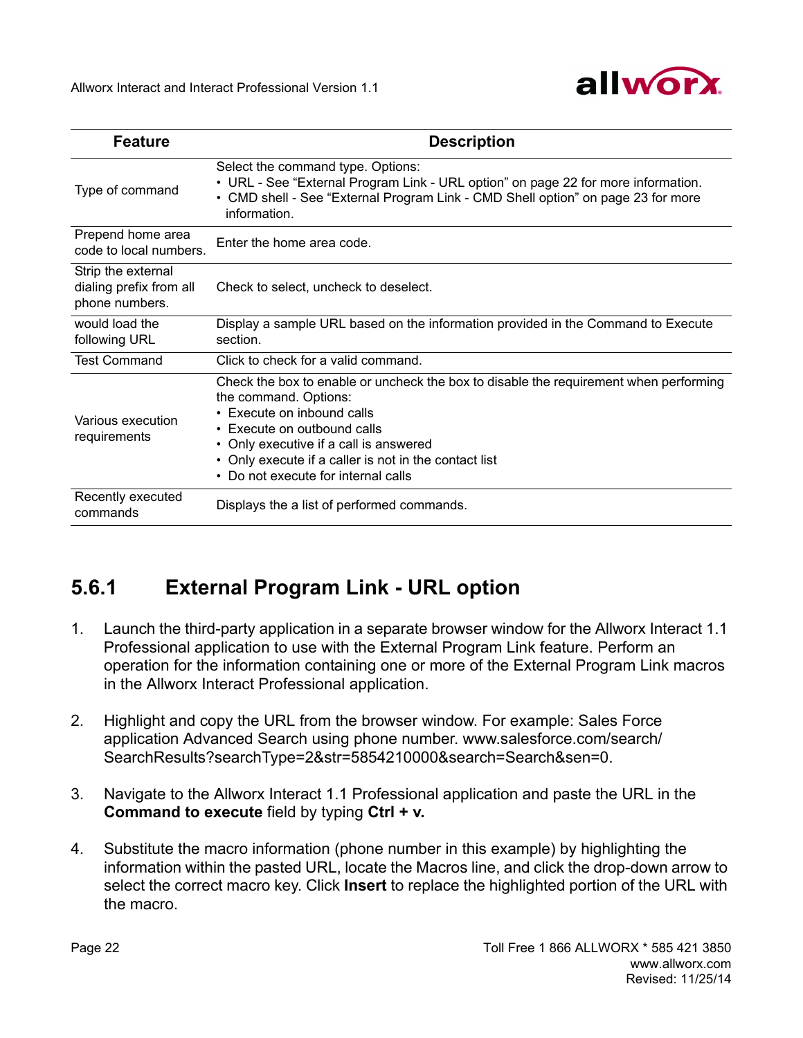| Feature | Description |
|---|---|
| Type of command | Select the command type. Options:<br>• URL - See "External Program Link - URL option" on page 22 for more information.<br>• CMD shell - See "External Program Link - CMD Shell option" on page 23 for more information. |
| Prepend home area code to local numbers. | Enter the home area code. |
| Strip the external dialing prefix from all phone numbers. | Check to select, uncheck to deselect. |
| would load the following URL | Display a sample URL based on the information provided in the Command to Execute section. |
| Test Command | Click to check for a valid command. |
| Various execution requirements | Check the box to enable or uncheck the box to disable the requirement when performing the command. Options:<br>• Execute on inbound calls<br>• Execute on outbound calls<br>• Only executive if a call is answered<br>• Only execute if a caller is not in the contact list<br>• Do not execute for internal calls |
| Recently executed commands | Displays the a list of performed commands. |

## 5.6.1 External Program Link - URL option

1. Launch the third-party application in a separate browser window for the Allworx Interact 1.1 Professional application to use with the External Program Link feature. Perform an operation for the information containing one or more of the External Program Link macros in the Allworx Interact Professional application.

2. Highlight and copy the URL from the browser window. For example: Sales Force application Advanced Search using phone number. www.salesforce.com/search/SearchResults?searchType=2&str=5854210000&search=Search&sen=0.

3. Navigate to the Allworx Interact 1.1 Professional application and paste the URL in the **Command to execute** field by typing **Ctrl + v.**

4. Substitute the macro information (phone number in this example) by highlighting the information within the pasted URL, locate the Macros line, and click the drop-down arrow to select the correct macro key. Click **Insert** to replace the highlighted portion of the URL with the macro.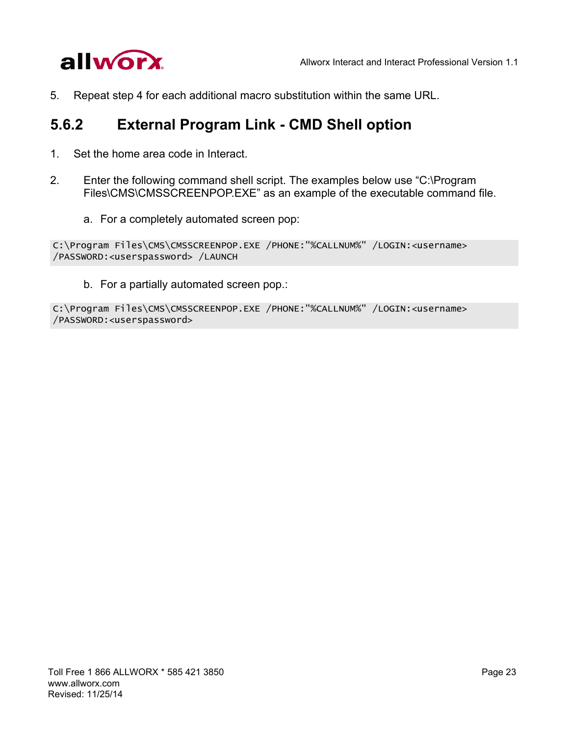5. Repeat step 4 for each additional macro substitution within the same URL.

## 5.6.2 External Program Link - CMD Shell option

1. Set the home area code in Interact.

2. Enter the following command shell script. The examples below use “C:\Program Files\CMS\CMSSCREENPOP.EXE” as an example of the executable command file.

   a. For a completely automated screen pop:

```
C:\Program Files\CMS\CMSSCREENPOP.EXE /PHONE:"%CALLNUM%" /LOGIN:<username>
/PASSWORD:<userspassword> /LAUNCH
```

   b. For a partially automated screen pop.:

```
C:\Program Files\CMS\CMSSCREENPOP.EXE /PHONE:"%CALLNUM%" /LOGIN:<username>
/PASSWORD:<userspassword>
```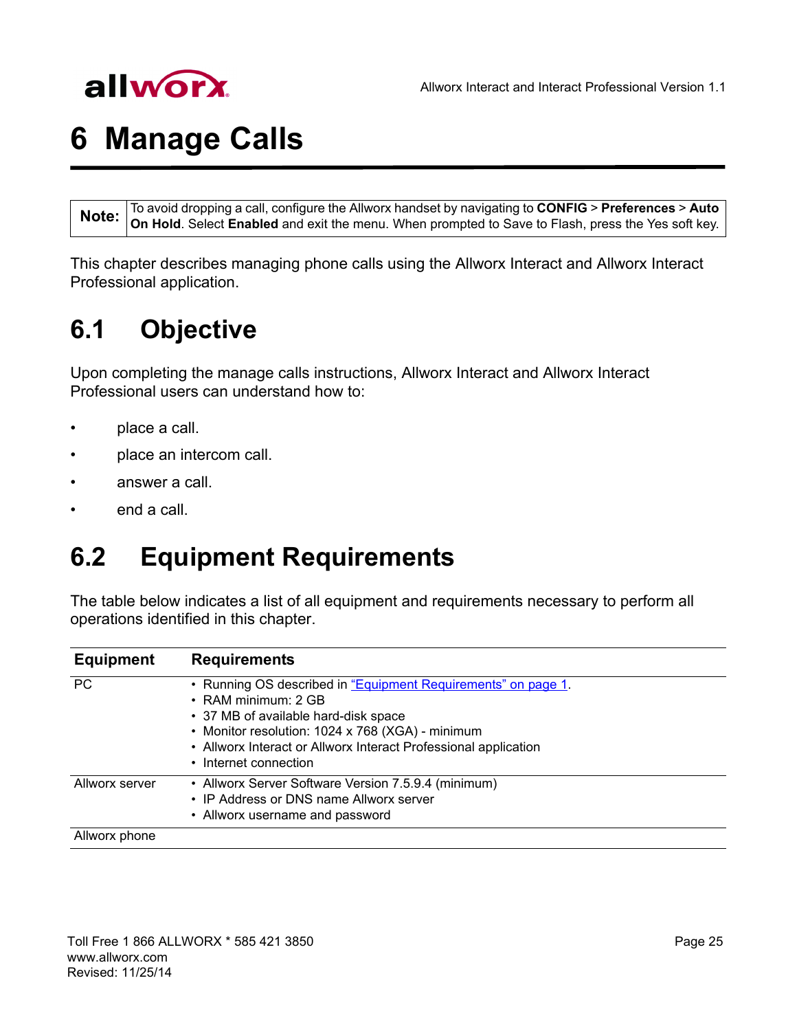# 6 Manage Calls

| Note: | To avoid dropping a call, configure the Allworx handset by navigating to **CONFIG** > **Preferences** > **Auto On Hold**. Select **Enabled** and exit the menu. When prompted to Save to Flash, press the Yes soft key. |
|---|---|

This chapter describes managing phone calls using the Allworx Interact and Allworx Interact Professional application.

## 6.1 Objective

Upon completing the manage calls instructions, Allworx Interact and Allworx Interact Professional users can understand how to:

- place a call.
- place an intercom call.
- answer a call.
- end a call.

## 6.2 Equipment Requirements

The table below indicates a list of all equipment and requirements necessary to perform all operations identified in this chapter.

| Equipment | Requirements |
|---|---|
| PC | • Running OS described in "Equipment Requirements" on page 1.<br>• RAM minimum: 2 GB<br>• 37 MB of available hard-disk space<br>• Monitor resolution: 1024 x 768 (XGA) - minimum<br>• Allworx Interact or Allworx Interact Professional application<br>• Internet connection |
| Allworx server | • Allworx Server Software Version 7.5.9.4 (minimum)<br>• IP Address or DNS name Allworx server<br>• Allworx username and password |
| Allworx phone | |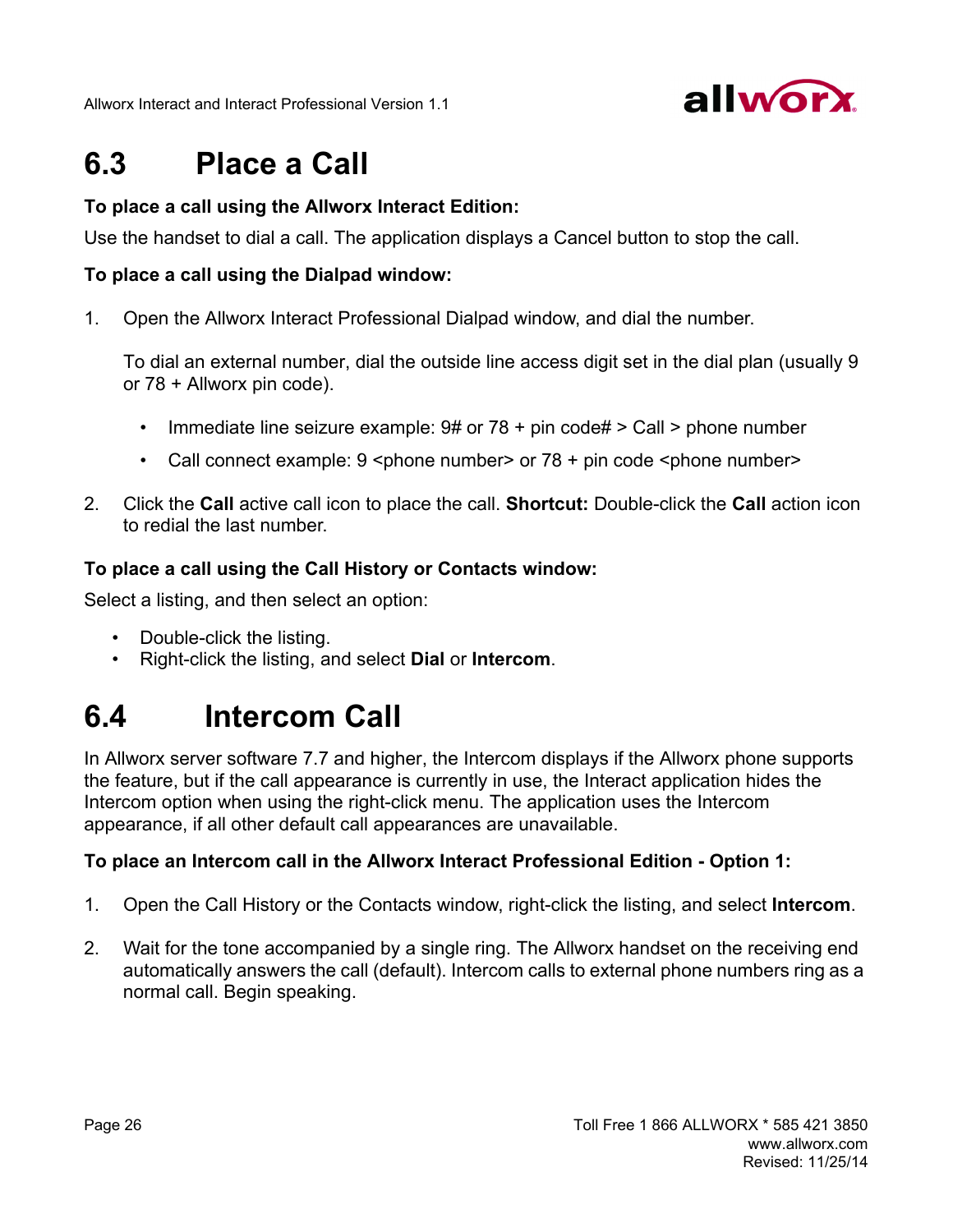## 6.3 Place a Call

**To place a call using the Allworx Interact Edition:**

Use the handset to dial a call. The application displays a Cancel button to stop the call.

**To place a call using the Dialpad window:**

1. Open the Allworx Interact Professional Dialpad window, and dial the number.

   To dial an external number, dial the outside line access digit set in the dial plan (usually 9 or 78 + Allworx pin code).

   - Immediate line seizure example: 9# or 78 + pin code# > Call > phone number
   - Call connect example: 9 <phone number> or 78 + pin code <phone number>

2. Click the **Call** active call icon to place the call. **Shortcut:** Double-click the **Call** action icon to redial the last number.

**To place a call using the Call History or Contacts window:**

Select a listing, and then select an option:

- Double-click the listing.
- Right-click the listing, and select **Dial** or **Intercom**.

## 6.4 Intercom Call

In Allworx server software 7.7 and higher, the Intercom displays if the Allworx phone supports the feature, but if the call appearance is currently in use, the Interact application hides the Intercom option when using the right-click menu. The application uses the Intercom appearance, if all other default call appearances are unavailable.

**To place an Intercom call in the Allworx Interact Professional Edition - Option 1:**

1. Open the Call History or the Contacts window, right-click the listing, and select **Intercom**.

2. Wait for the tone accompanied by a single ring. The Allworx handset on the receiving end automatically answers the call (default). Intercom calls to external phone numbers ring as a normal call. Begin speaking.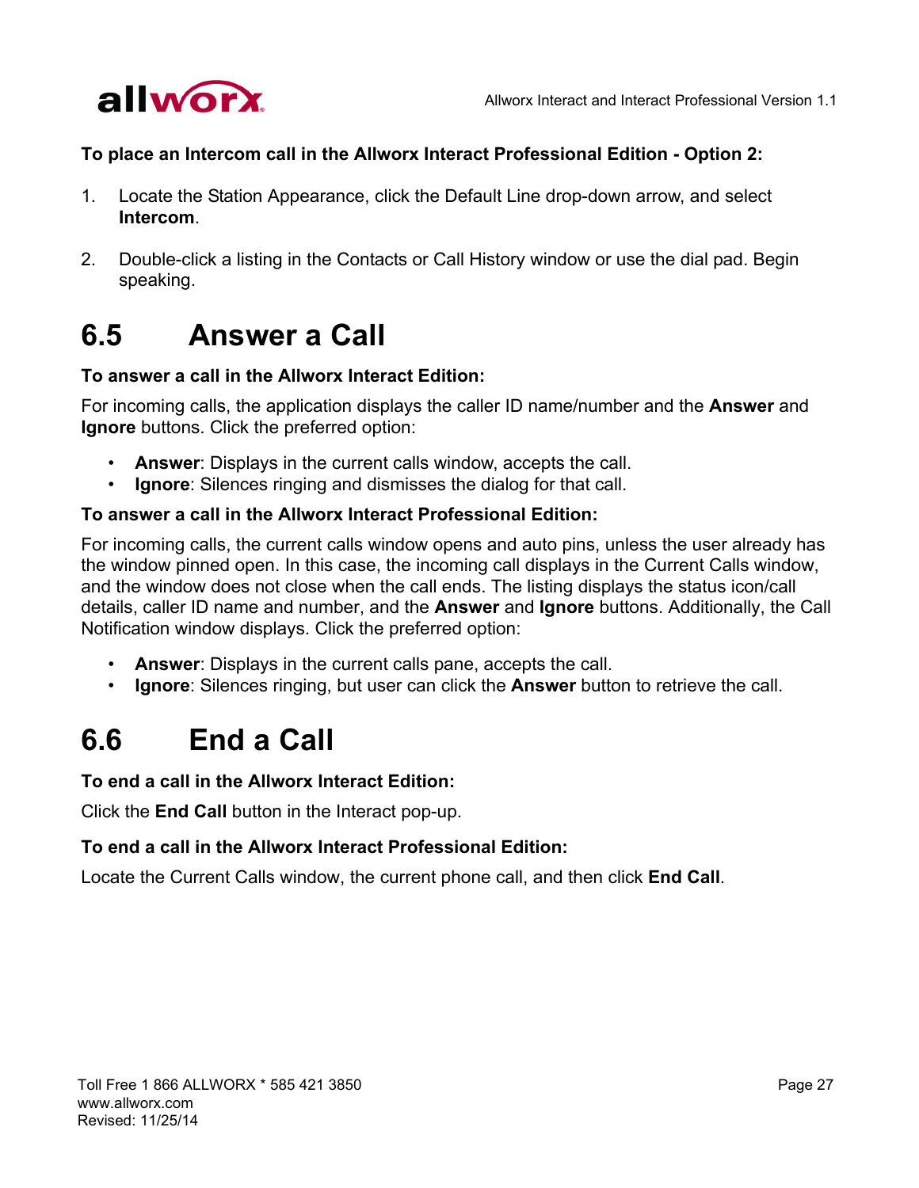**To place an Intercom call in the Allworx Interact Professional Edition - Option 2:**

1. Locate the Station Appearance, click the Default Line drop-down arrow, and select **Intercom**.

2. Double-click a listing in the Contacts or Call History window or use the dial pad. Begin speaking.

## 6.5 Answer a Call

**To answer a call in the Allworx Interact Edition:**

For incoming calls, the application displays the caller ID name/number and the **Answer** and **Ignore** buttons. Click the preferred option:

- **Answer**: Displays in the current calls window, accepts the call.
- **Ignore**: Silences ringing and dismisses the dialog for that call.

**To answer a call in the Allworx Interact Professional Edition:**

For incoming calls, the current calls window opens and auto pins, unless the user already has the window pinned open. In this case, the incoming call displays in the Current Calls window, and the window does not close when the call ends. The listing displays the status icon/call details, caller ID name and number, and the **Answer** and **Ignore** buttons. Additionally, the Call Notification window displays. Click the preferred option:

- **Answer**: Displays in the current calls pane, accepts the call.
- **Ignore**: Silences ringing, but user can click the **Answer** button to retrieve the call.

## 6.6 End a Call

**To end a call in the Allworx Interact Edition:**

Click the **End Call** button in the Interact pop-up.

**To end a call in the Allworx Interact Professional Edition:**

Locate the Current Calls window, the current phone call, and then click **End Call**.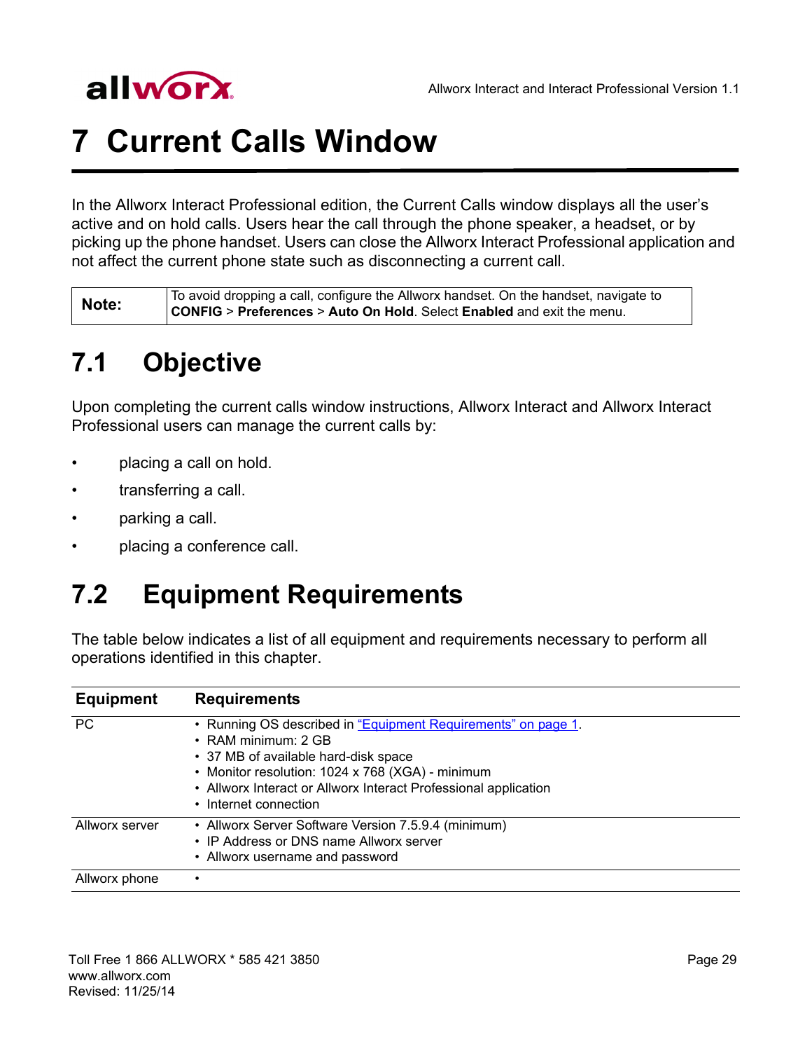# 7 Current Calls Window

In the Allworx Interact Professional edition, the Current Calls window displays all the user's active and on hold calls. Users hear the call through the phone speaker, a headset, or by picking up the phone handset. Users can close the Allworx Interact Professional application and not affect the current phone state such as disconnecting a current call.

| **Note:** | To avoid dropping a call, configure the Allworx handset. On the handset, navigate to **CONFIG** > **Preferences** > **Auto On Hold**. Select **Enabled** and exit the menu. |
|---|---|

## 7.1 Objective

Upon completing the current calls window instructions, Allworx Interact and Allworx Interact Professional users can manage the current calls by:

- placing a call on hold.
- transferring a call.
- parking a call.
- placing a conference call.

## 7.2 Equipment Requirements

The table below indicates a list of all equipment and requirements necessary to perform all operations identified in this chapter.

| Equipment | Requirements |
|---|---|
| PC | • Running OS described in "Equipment Requirements" on page 1.<br>• RAM minimum: 2 GB<br>• 37 MB of available hard-disk space<br>• Monitor resolution: 1024 x 768 (XGA) - minimum<br>• Allworx Interact or Allworx Interact Professional application<br>• Internet connection |
| Allworx server | • Allworx Server Software Version 7.5.9.4 (minimum)<br>• IP Address or DNS name Allworx server<br>• Allworx username and password |
| Allworx phone | • |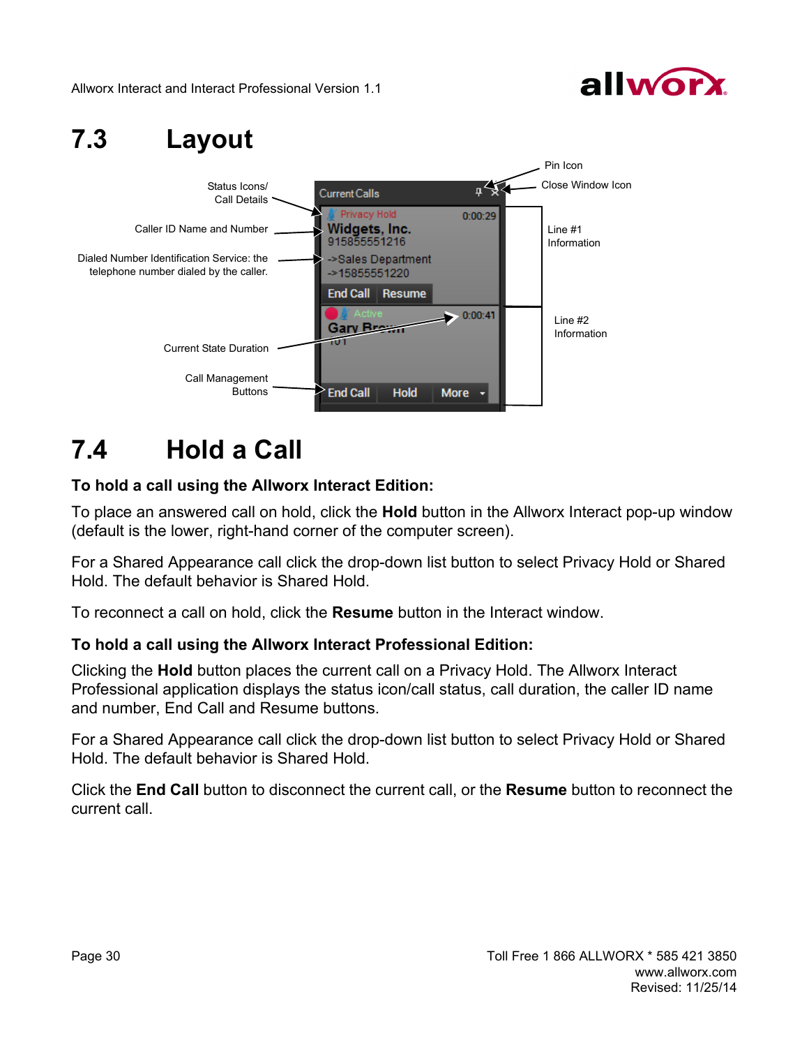## 7.3 Layout

## 7.4 Hold a Call

**To hold a call using the Allworx Interact Edition:**

To place an answered call on hold, click the **Hold** button in the Allworx Interact pop-up window (default is the lower, right-hand corner of the computer screen).

For a Shared Appearance call click the drop-down list button to select Privacy Hold or Shared Hold. The default behavior is Shared Hold.

To reconnect a call on hold, click the **Resume** button in the Interact window.

**To hold a call using the Allworx Interact Professional Edition:**

Clicking the **Hold** button places the current call on a Privacy Hold. The Allworx Interact Professional application displays the status icon/call status, call duration, the caller ID name and number, End Call and Resume buttons.

For a Shared Appearance call click the drop-down list button to select Privacy Hold or Shared Hold. The default behavior is Shared Hold.

Click the **End Call** button to disconnect the current call, or the **Resume** button to reconnect the current call.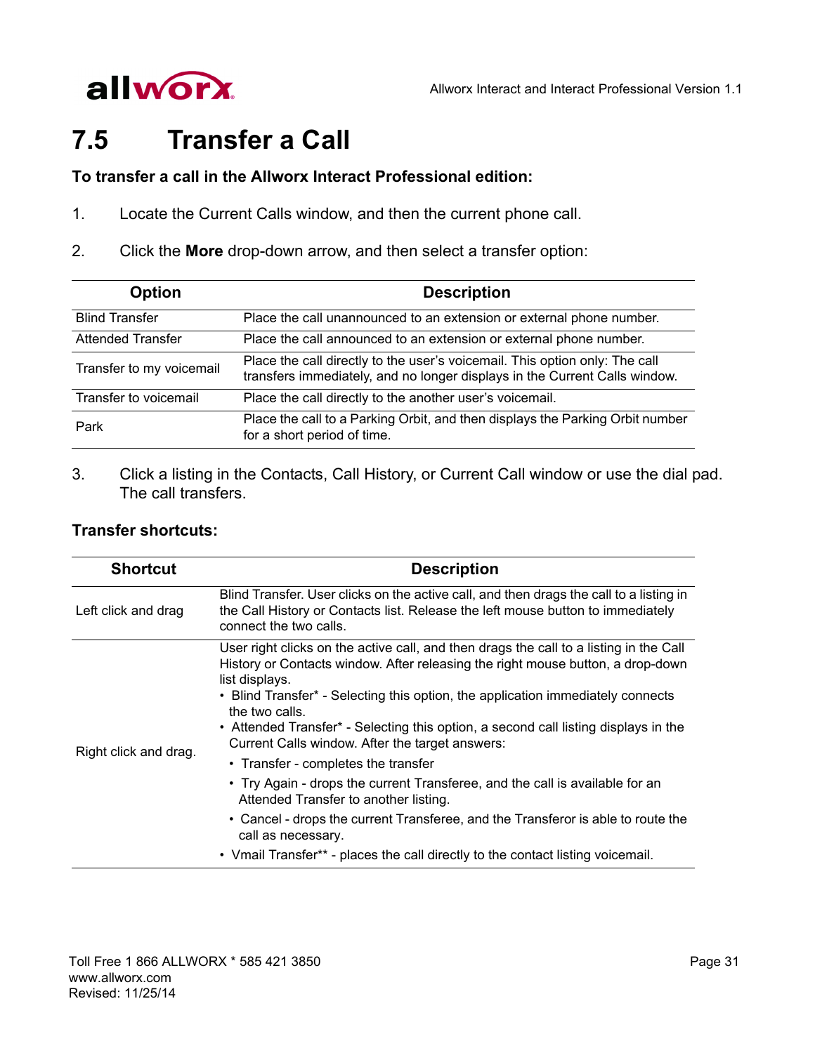## 7.5 Transfer a Call

**To transfer a call in the Allworx Interact Professional edition:**

1. Locate the Current Calls window, and then the current phone call.
2. Click the **More** drop-down arrow, and then select a transfer option:

| Option | Description |
|---|---|
| Blind Transfer | Place the call unannounced to an extension or external phone number. |
| Attended Transfer | Place the call announced to an extension or external phone number. |
| Transfer to my voicemail | Place the call directly to the user's voicemail. This option only: The call transfers immediately, and no longer displays in the Current Calls window. |
| Transfer to voicemail | Place the call directly to the another user's voicemail. |
| Park | Place the call to a Parking Orbit, and then displays the Parking Orbit number for a short period of time. |

3. Click a listing in the Contacts, Call History, or Current Call window or use the dial pad. The call transfers.

**Transfer shortcuts:**

| Shortcut | Description |
|---|---|
| Left click and drag | Blind Transfer. User clicks on the active call, and then drags the call to a listing in the Call History or Contacts list. Release the left mouse button to immediately connect the two calls. |
| Right click and drag. | User right clicks on the active call, and then drags the call to a listing in the Call History or Contacts window. After releasing the right mouse button, a drop-down list displays.<br>• Blind Transfer* - Selecting this option, the application immediately connects the two calls.<br>• Attended Transfer* - Selecting this option, a second call listing displays in the Current Calls window. After the target answers:<br>  • Transfer - completes the transfer<br>  • Try Again - drops the current Transferee, and the call is available for an Attended Transfer to another listing.<br>  • Cancel - drops the current Transferee, and the Transferor is able to route the call as necessary.<br>• Vmail Transfer** - places the call directly to the contact listing voicemail. |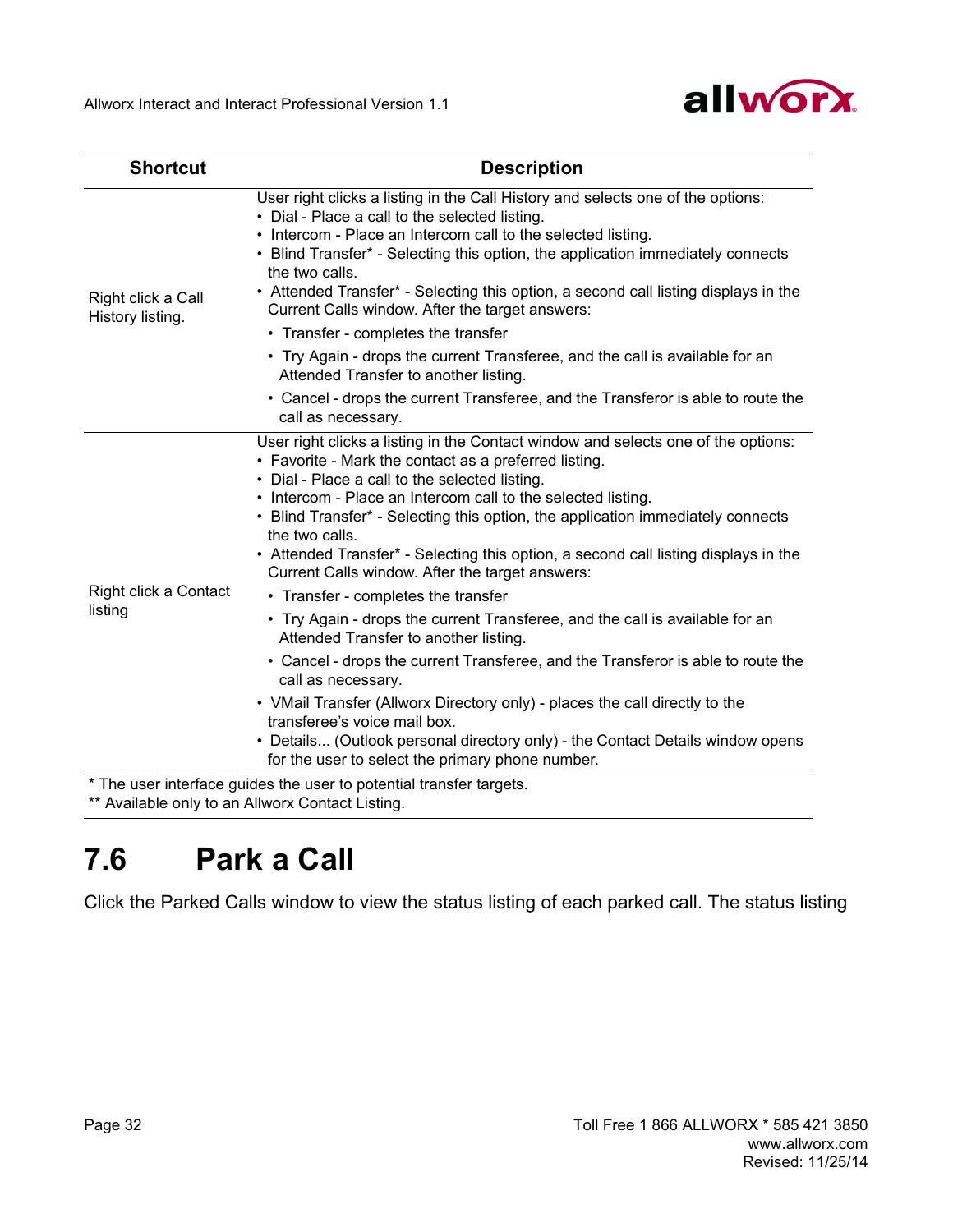| Shortcut | Description |
|---|---|
| Right click a Call History listing. | User right clicks a listing in the Call History and selects one of the options:<br>• Dial - Place a call to the selected listing.<br>• Intercom - Place an Intercom call to the selected listing.<br>• Blind Transfer* - Selecting this option, the application immediately connects the two calls.<br>• Attended Transfer* - Selecting this option, a second call listing displays in the Current Calls window. After the target answers:<br>  • Transfer - completes the transfer<br>  • Try Again - drops the current Transferee, and the call is available for an Attended Transfer to another listing.<br>  • Cancel - drops the current Transferee, and the Transferor is able to route the call as necessary. |
| Right click a Contact listing | User right clicks a listing in the Contact window and selects one of the options:<br>• Favorite - Mark the contact as a preferred listing.<br>• Dial - Place a call to the selected listing.<br>• Intercom - Place an Intercom call to the selected listing.<br>• Blind Transfer* - Selecting this option, the application immediately connects the two calls.<br>• Attended Transfer* - Selecting this option, a second call listing displays in the Current Calls window. After the target answers:<br>  • Transfer - completes the transfer<br>  • Try Again - drops the current Transferee, and the call is available for an Attended Transfer to another listing.<br>  • Cancel - drops the current Transferee, and the Transferor is able to route the call as necessary.<br>• VMail Transfer (Allworx Directory only) - places the call directly to the transferee's voice mail box.<br>• Details... (Outlook personal directory only) - the Contact Details window opens for the user to select the primary phone number. |

* The user interface guides the user to potential transfer targets.
** Available only to an Allworx Contact Listing.

## 7.6 Park a Call

Click the Parked Calls window to view the status listing of each parked call. The status listing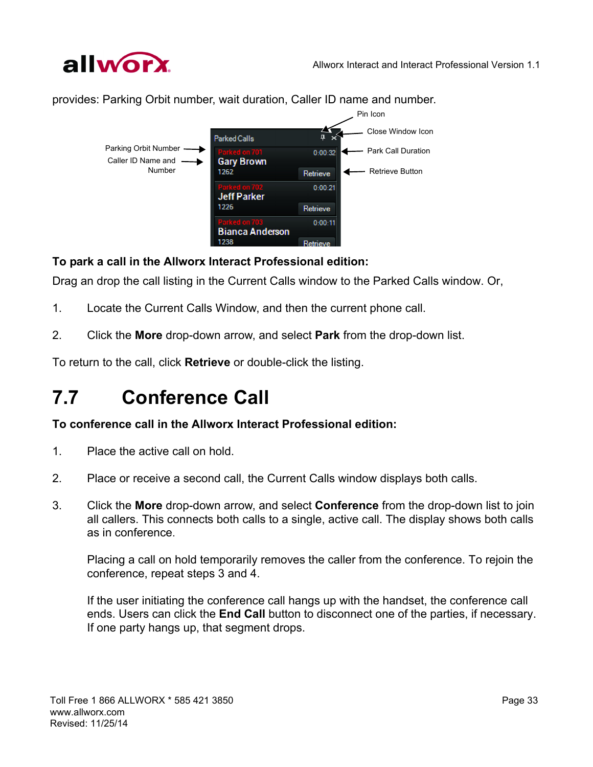provides: Parking Orbit number, wait duration, Caller ID name and number.

**To park a call in the Allworx Interact Professional edition:**

Drag an drop the call listing in the Current Calls window to the Parked Calls window. Or,

1. Locate the Current Calls Window, and then the current phone call.

2. Click the **More** drop-down arrow, and select **Park** from the drop-down list.

To return to the call, click **Retrieve** or double-click the listing.

# 7.7 Conference Call

**To conference call in the Allworx Interact Professional edition:**

1. Place the active call on hold.

2. Place or receive a second call, the Current Calls window displays both calls.

3. Click the **More** drop-down arrow, and select **Conference** from the drop-down list to join all callers. This connects both calls to a single, active call. The display shows both calls as in conference.

   Placing a call on hold temporarily removes the caller from the conference. To rejoin the conference, repeat steps 3 and 4.

   If the user initiating the conference call hangs up with the handset, the conference call ends. Users can click the **End Call** button to disconnect one of the parties, if necessary. If one party hangs up, that segment drops.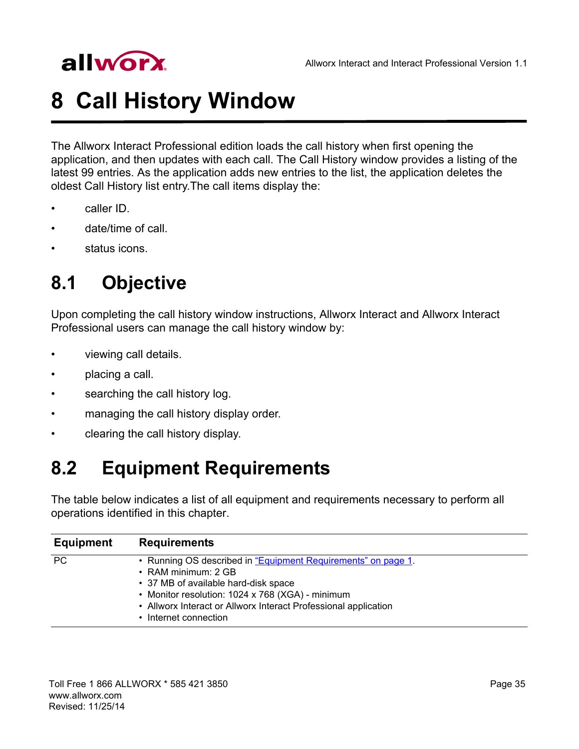# 8 Call History Window

The Allworx Interact Professional edition loads the call history when first opening the application, and then updates with each call. The Call History window provides a listing of the latest 99 entries. As the application adds new entries to the list, the application deletes the oldest Call History list entry.The call items display the:

- caller ID.
- date/time of call.
- status icons.

## 8.1 Objective

Upon completing the call history window instructions, Allworx Interact and Allworx Interact Professional users can manage the call history window by:

- viewing call details.
- placing a call.
- searching the call history log.
- managing the call history display order.
- clearing the call history display.

## 8.2 Equipment Requirements

The table below indicates a list of all equipment and requirements necessary to perform all operations identified in this chapter.

| Equipment | Requirements |
| --- | --- |
| PC | • Running OS described in "Equipment Requirements" on page 1.<br>• RAM minimum: 2 GB<br>• 37 MB of available hard-disk space<br>• Monitor resolution: 1024 x 768 (XGA) - minimum<br>• Allworx Interact or Allworx Interact Professional application<br>• Internet connection |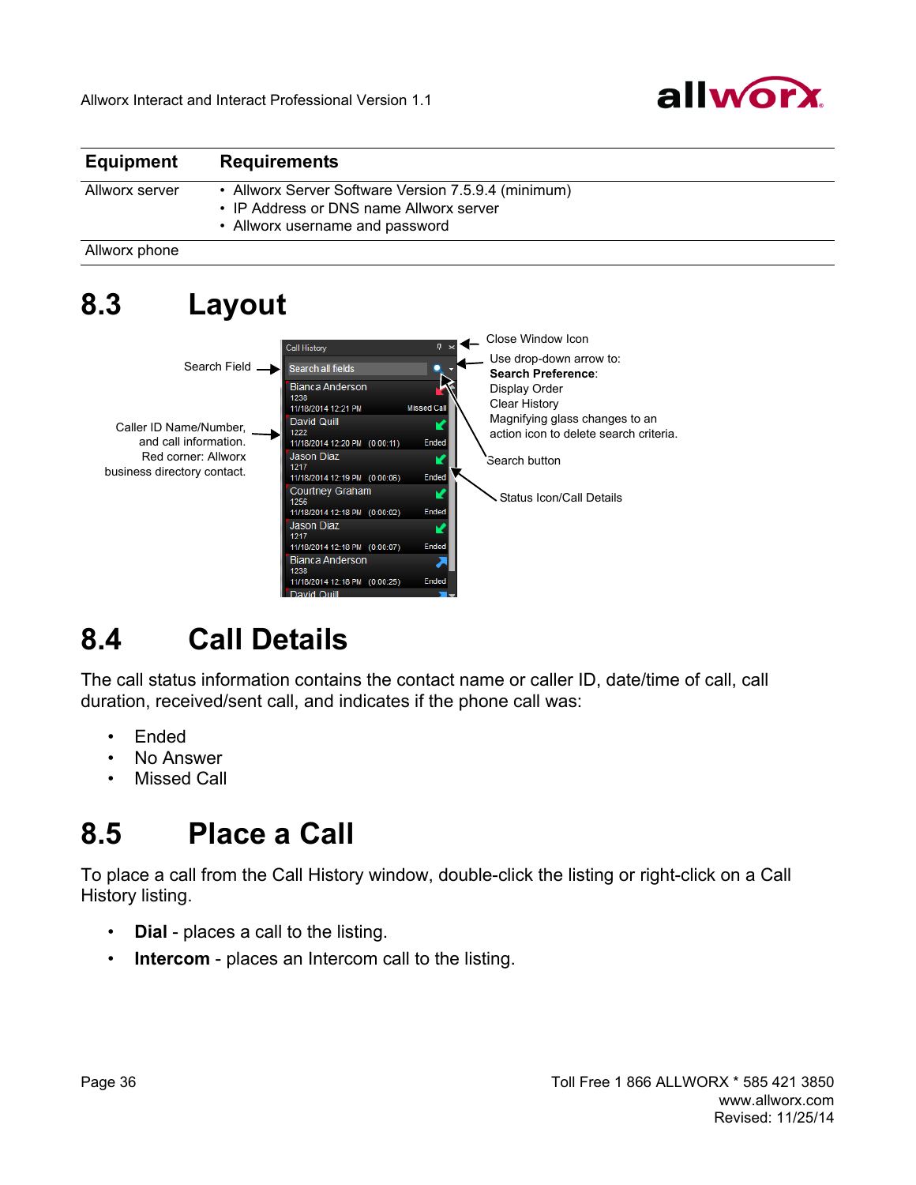| Equipment | Requirements |
|---|---|
| Allworx server | • Allworx Server Software Version 7.5.9.4 (minimum)<br>• IP Address or DNS name Allworx server<br>• Allworx username and password |
| Allworx phone | |

# 8.3 Layout

Search Field

Caller ID Name/Number, and call information. Red corner: Allworx business directory contact.

Close Window Icon

Use drop-down arrow to:
**Search Preference**:
Display Order
Clear History
Magnifying glass changes to an action icon to delete search criteria.

Search button

Status Icon/Call Details

# 8.4 Call Details

The call status information contains the contact name or caller ID, date/time of call, call duration, received/sent call, and indicates if the phone call was:

- Ended
- No Answer
- Missed Call

# 8.5 Place a Call

To place a call from the Call History window, double-click the listing or right-click on a Call History listing.

- **Dial** - places a call to the listing.
- **Intercom** - places an Intercom call to the listing.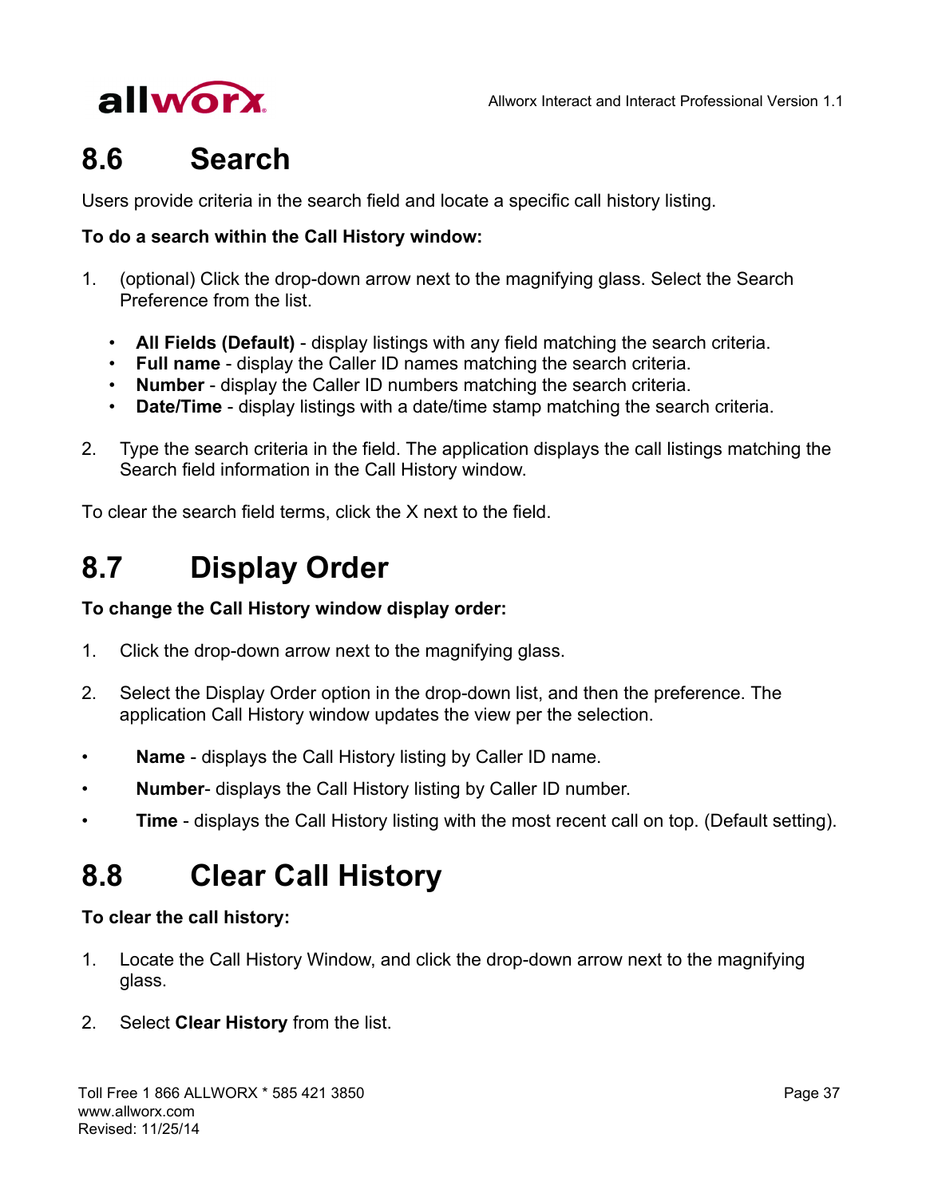## 8.6 Search

Users provide criteria in the search field and locate a specific call history listing.

**To do a search within the Call History window:**

1. (optional) Click the drop-down arrow next to the magnifying glass. Select the Search Preference from the list.

   - **All Fields (Default)** - display listings with any field matching the search criteria.
   - **Full name** - display the Caller ID names matching the search criteria.
   - **Number** - display the Caller ID numbers matching the search criteria.
   - **Date/Time** - display listings with a date/time stamp matching the search criteria.

2. Type the search criteria in the field. The application displays the call listings matching the Search field information in the Call History window.

To clear the search field terms, click the X next to the field.

## 8.7 Display Order

**To change the Call History window display order:**

1. Click the drop-down arrow next to the magnifying glass.

2. Select the Display Order option in the drop-down list, and then the preference. The application Call History window updates the view per the selection.

- **Name** - displays the Call History listing by Caller ID name.
- **Number**- displays the Call History listing by Caller ID number.
- **Time** - displays the Call History listing with the most recent call on top. (Default setting).

## 8.8 Clear Call History

**To clear the call history:**

1. Locate the Call History Window, and click the drop-down arrow next to the magnifying glass.

2. Select **Clear History** from the list.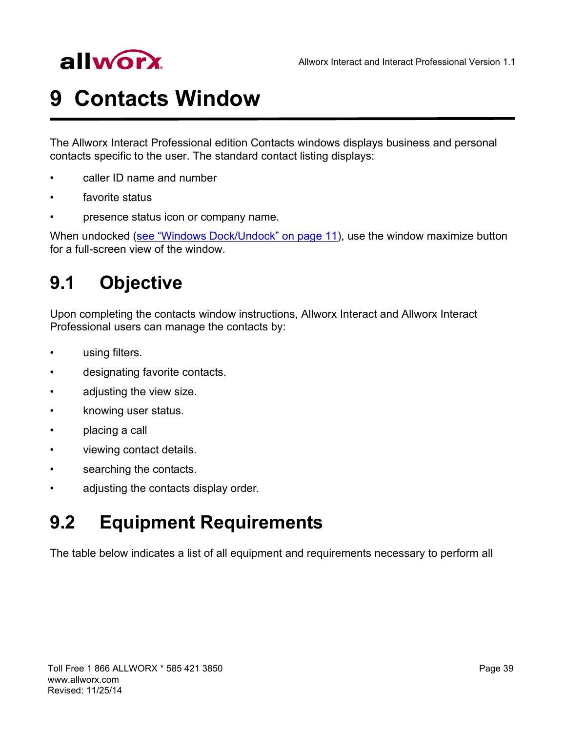# 9 Contacts Window

The Allworx Interact Professional edition Contacts windows displays business and personal contacts specific to the user. The standard contact listing displays:

- caller ID name and number
- favorite status
- presence status icon or company name.

When undocked (see "Windows Dock/Undock" on page 11), use the window maximize button for a full-screen view of the window.

## 9.1 Objective

Upon completing the contacts window instructions, Allworx Interact and Allworx Interact Professional users can manage the contacts by:

- using filters.
- designating favorite contacts.
- adjusting the view size.
- knowing user status.
- placing a call
- viewing contact details.
- searching the contacts.
- adjusting the contacts display order.

## 9.2 Equipment Requirements

The table below indicates a list of all equipment and requirements necessary to perform all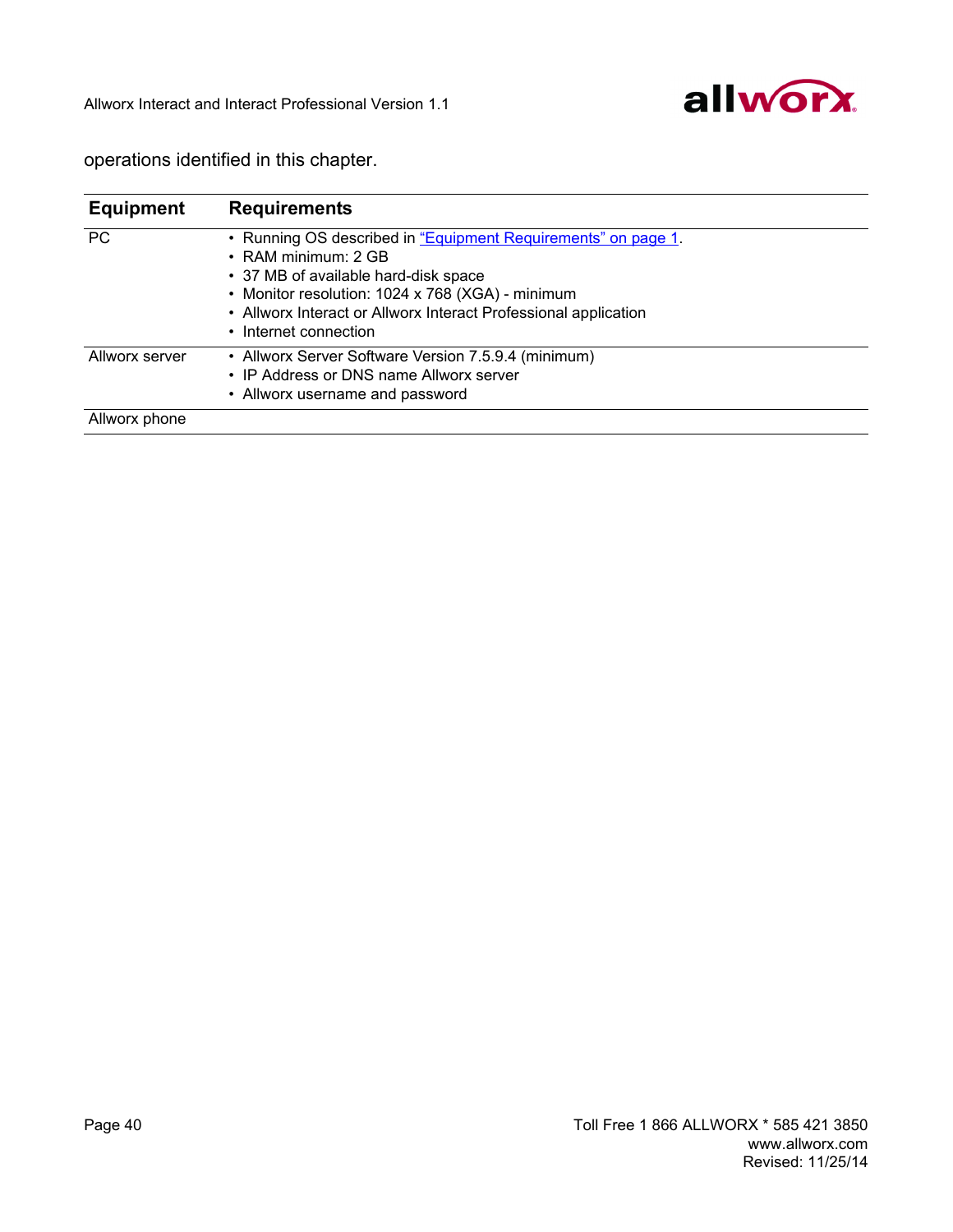operations identified in this chapter.

| Equipment | Requirements |
|---|---|
| PC | • Running OS described in "Equipment Requirements" on page 1.<br>• RAM minimum: 2 GB<br>• 37 MB of available hard-disk space<br>• Monitor resolution: 1024 x 768 (XGA) - minimum<br>• Allworx Interact or Allworx Interact Professional application<br>• Internet connection |
| Allworx server | • Allworx Server Software Version 7.5.9.4 (minimum)<br>• IP Address or DNS name Allworx server<br>• Allworx username and password |
| Allworx phone | |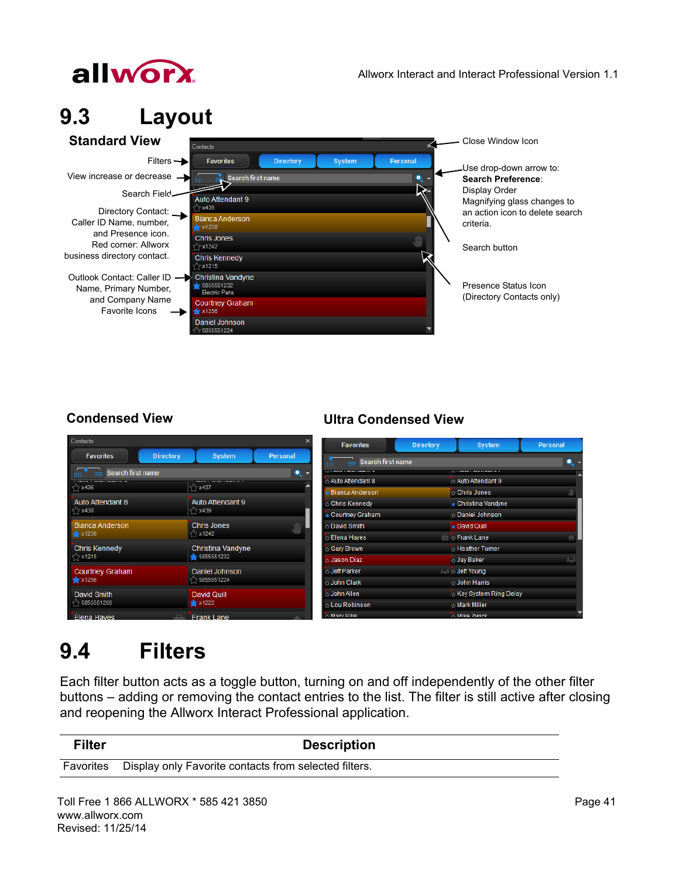## 9.3 Layout

### Standard View

Filters

View increase or decrease

Search Field

Directory Contact: Caller ID Name, number, and Presence icon. Red corner: Allworx business directory contact.

Outlook Contact: Caller ID Name, Primary Number, and Company Name

Favorite Icons

Close Window Icon

Use drop-down arrow to: **Search Preference**: Display Order Magnifying glass changes to an action icon to delete search criteria.

Search button

Presence Status Icon (Directory Contacts only)

### Condensed View

### Ultra Condensed View

## 9.4 Filters

Each filter button acts as a toggle button, turning on and off independently of the other filter buttons – adding or removing the contact entries to the list. The filter is still active after closing and reopening the Allworx Interact Professional application.

| Filter | Description |
|---|---|
| Favorites | Display only Favorite contacts from selected filters. |

Toll Free 1 866 ALLWORX * 585 421 3850
www.allworx.com
Revised: 11/25/14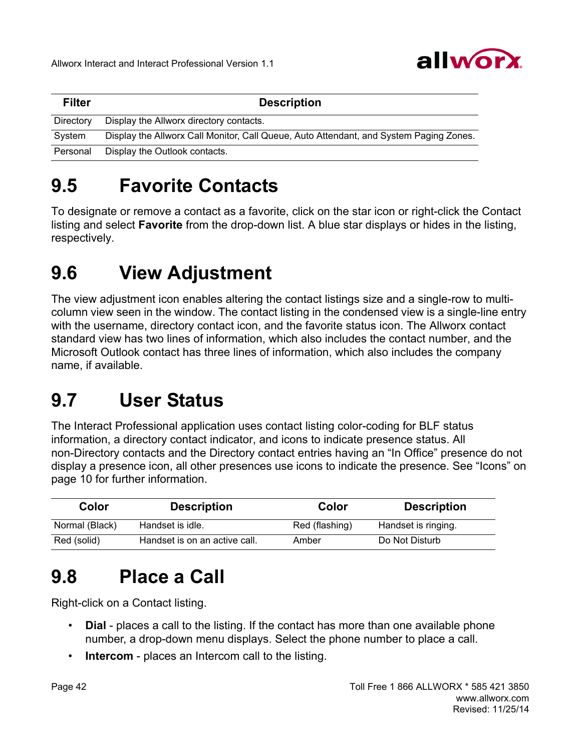| Filter | Description |
|---|---|
| Directory | Display the Allworx directory contacts. |
| System | Display the Allworx Call Monitor, Call Queue, Auto Attendant, and System Paging Zones. |
| Personal | Display the Outlook contacts. |

## 9.5 Favorite Contacts

To designate or remove a contact as a favorite, click on the star icon or right-click the Contact listing and select **Favorite** from the drop-down list. A blue star displays or hides in the listing, respectively.

## 9.6 View Adjustment

The view adjustment icon enables altering the contact listings size and a single-row to multi-column view seen in the window. The contact listing in the condensed view is a single-line entry with the username, directory contact icon, and the favorite status icon. The Allworx contact standard view has two lines of information, which also includes the contact number, and the Microsoft Outlook contact has three lines of information, which also includes the company name, if available.

## 9.7 User Status

The Interact Professional application uses contact listing color-coding for BLF status information, a directory contact indicator, and icons to indicate presence status. All non-Directory contacts and the Directory contact entries having an "In Office" presence do not display a presence icon, all other presences use icons to indicate the presence. See "Icons" on page 10 for further information.

| Color | Description | Color | Description |
|---|---|---|---|
| Normal (Black) | Handset is idle. | Red (flashing) | Handset is ringing. |
| Red (solid) | Handset is on an active call. | Amber | Do Not Disturb |

## 9.8 Place a Call

Right-click on a Contact listing.

- **Dial** - places a call to the listing. If the contact has more than one available phone number, a drop-down menu displays. Select the phone number to place a call.
- **Intercom** - places an Intercom call to the listing.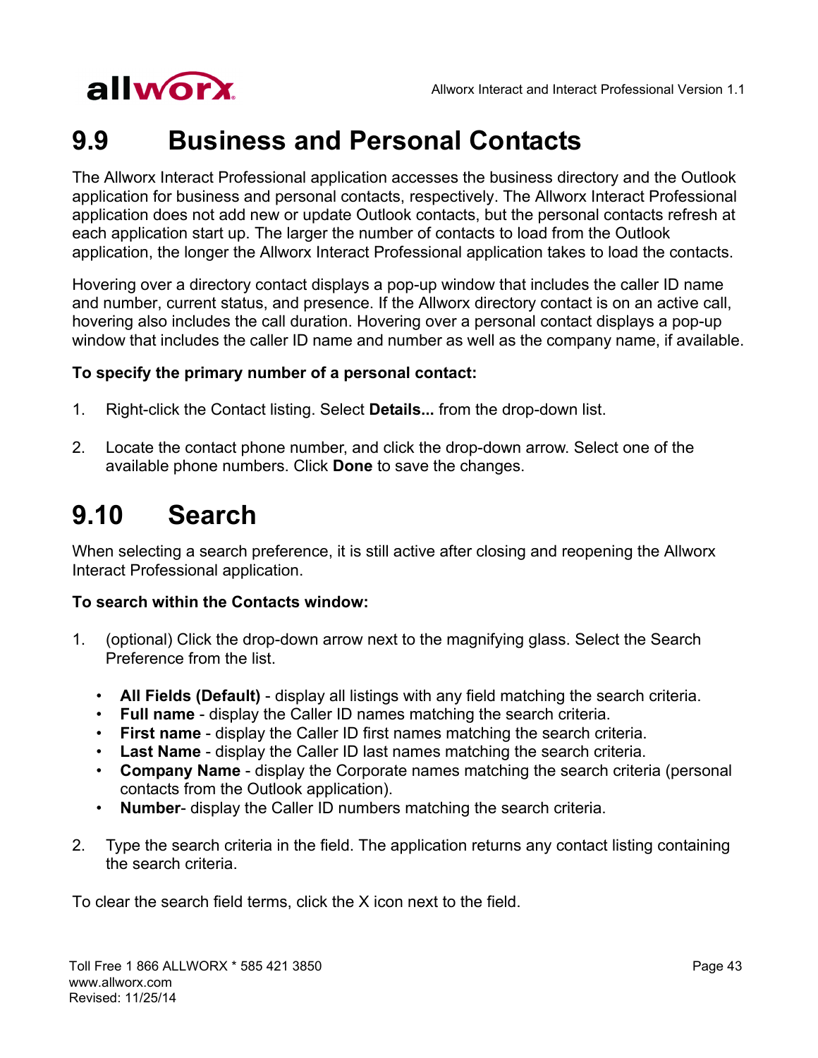## 9.9 Business and Personal Contacts

The Allworx Interact Professional application accesses the business directory and the Outlook application for business and personal contacts, respectively. The Allworx Interact Professional application does not add new or update Outlook contacts, but the personal contacts refresh at each application start up. The larger the number of contacts to load from the Outlook application, the longer the Allworx Interact Professional application takes to load the contacts.

Hovering over a directory contact displays a pop-up window that includes the caller ID name and number, current status, and presence. If the Allworx directory contact is on an active call, hovering also includes the call duration. Hovering over a personal contact displays a pop-up window that includes the caller ID name and number as well as the company name, if available.

**To specify the primary number of a personal contact:**

1. Right-click the Contact listing. Select **Details...** from the drop-down list.

2. Locate the contact phone number, and click the drop-down arrow. Select one of the available phone numbers. Click **Done** to save the changes.

## 9.10 Search

When selecting a search preference, it is still active after closing and reopening the Allworx Interact Professional application.

**To search within the Contacts window:**

1. (optional) Click the drop-down arrow next to the magnifying glass. Select the Search Preference from the list.

   - **All Fields (Default)** - display all listings with any field matching the search criteria.
   - **Full name** - display the Caller ID names matching the search criteria.
   - **First name** - display the Caller ID first names matching the search criteria.
   - **Last Name** - display the Caller ID last names matching the search criteria.
   - **Company Name** - display the Corporate names matching the search criteria (personal contacts from the Outlook application).
   - **Number**- display the Caller ID numbers matching the search criteria.

2. Type the search criteria in the field. The application returns any contact listing containing the search criteria.

To clear the search field terms, click the X icon next to the field.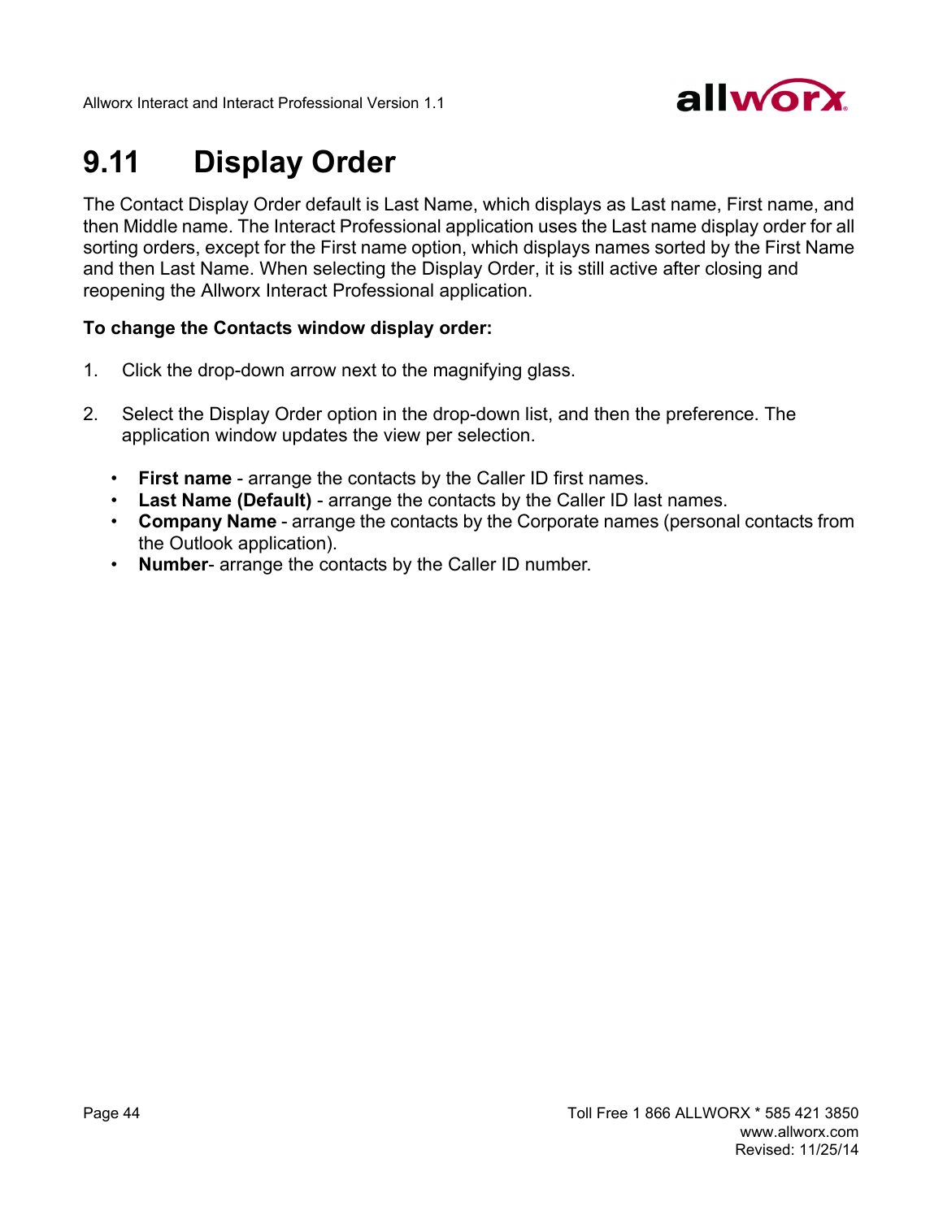## 9.11 Display Order

The Contact Display Order default is Last Name, which displays as Last name, First name, and then Middle name. The Interact Professional application uses the Last name display order for all sorting orders, except for the First name option, which displays names sorted by the First Name and then Last Name. When selecting the Display Order, it is still active after closing and reopening the Allworx Interact Professional application.

**To change the Contacts window display order:**

1. Click the drop-down arrow next to the magnifying glass.
2. Select the Display Order option in the drop-down list, and then the preference. The application window updates the view per selection.
   - **First name** - arrange the contacts by the Caller ID first names.
   - **Last Name (Default)** - arrange the contacts by the Caller ID last names.
   - **Company Name** - arrange the contacts by the Corporate names (personal contacts from the Outlook application).
   - **Number**- arrange the contacts by the Caller ID number.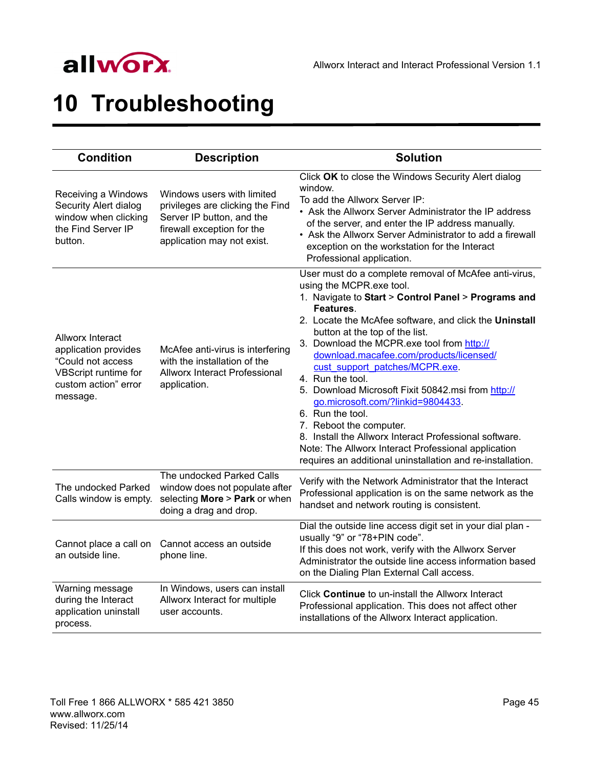# 10 Troubleshooting

| Condition | Description | Solution |
|---|---|---|
| Receiving a Windows Security Alert dialog window when clicking the Find Server IP button. | Windows users with limited privileges are clicking the Find Server IP button, and the firewall exception for the application may not exist. | Click **OK** to close the Windows Security Alert dialog window.<br>To add the Allworx Server IP:<br>• Ask the Allworx Server Administrator the IP address of the server, and enter the IP address manually.<br>• Ask the Allworx Server Administrator to add a firewall exception on the workstation for the Interact Professional application. |
| Allworx Interact application provides “Could not access VBScript runtime for custom action” error message. | McAfee anti-virus is interfering with the installation of the Allworx Interact Professional application. | User must do a complete removal of McAfee anti-virus, using the MCPR.exe tool.<br>1. Navigate to **Start** > **Control Panel** > **Programs and Features**.<br>2. Locate the McAfee software, and click the **Uninstall** button at the top of the list.<br>3. Download the MCPR.exe tool from http://download.macafee.com/products/licensed/cust_support_patches/MCPR.exe.<br>4. Run the tool.<br>5. Download Microsoft Fixit 50842.msi from http://go.microsoft.com/?linkid=9804433.<br>6. Run the tool.<br>7. Reboot the computer.<br>8. Install the Allworx Interact Professional software.<br>Note: The Allworx Interact Professional application requires an additional uninstallation and re-installation. |
| The undocked Parked Calls window is empty. | The undocked Parked Calls window does not populate after selecting **More** > **Park** or when doing a drag and drop. | Verify with the Network Administrator that the Interact Professional application is on the same network as the handset and network routing is consistent. |
| Cannot place a call on an outside line. | Cannot access an outside phone line. | Dial the outside line access digit set in your dial plan - usually “9” or “78+PIN code”.<br>If this does not work, verify with the Allworx Server Administrator the outside line access information based on the Dialing Plan External Call access. |
| Warning message during the Interact application uninstall process. | In Windows, users can install Allworx Interact for multiple user accounts. | Click **Continue** to un-install the Allworx Interact Professional application. This does not affect other installations of the Allworx Interact application. |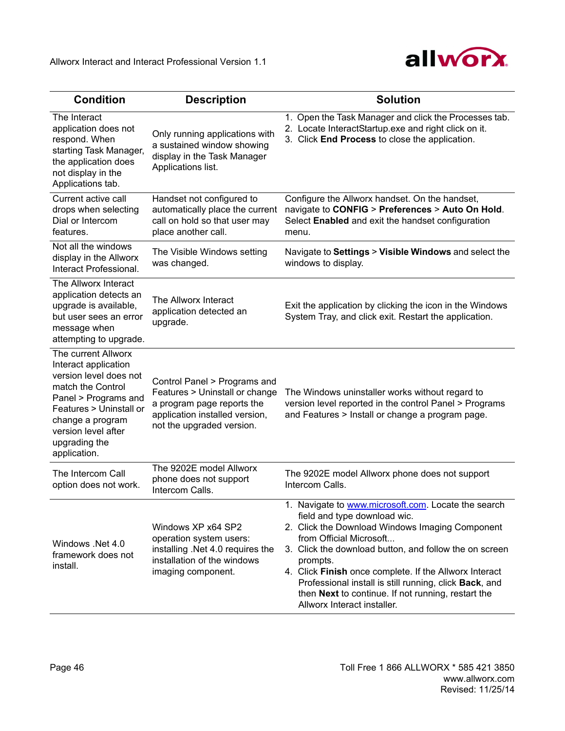| Condition | Description | Solution |
|---|---|---|
| The Interact application does not respond. When starting Task Manager, the application does not display in the Applications tab. | Only running applications with a sustained window showing display in the Task Manager Applications list. | 1. Open the Task Manager and click the Processes tab.<br>2. Locate InteractStartup.exe and right click on it.<br>3. Click **End Process** to close the application. |
| Current active call drops when selecting Dial or Intercom features. | Handset not configured to automatically place the current call on hold so that user may place another call. | Configure the Allworx handset. On the handset, navigate to **CONFIG** > **Preferences** > **Auto On Hold**. Select **Enabled** and exit the handset configuration menu. |
| Not all the windows display in the Allworx Interact Professional. | The Visible Windows setting was changed. | Navigate to **Settings** > **Visible Windows** and select the windows to display. |
| The Allworx Interact application detects an upgrade is available, but user sees an error message when attempting to upgrade. | The Allworx Interact application detected an upgrade. | Exit the application by clicking the icon in the Windows System Tray, and click exit. Restart the application. |
| The current Allworx Interact application version level does not match the Control Panel > Programs and Features > Uninstall or change a program version level after upgrading the application. | Control Panel > Programs and Features > Uninstall or change a program page reports the application installed version, not the upgraded version. | The Windows uninstaller works without regard to version level reported in the control Panel > Programs and Features > Install or change a program page. |
| The Intercom Call option does not work. | The 9202E model Allworx phone does not support Intercom Calls. | The 9202E model Allworx phone does not support Intercom Calls. |
| Windows .Net 4.0 framework does not install. | Windows XP x64 SP2 operation system users: installing .Net 4.0 requires the installation of the windows imaging component. | 1. Navigate to www.microsoft.com. Locate the search field and type download wic.<br>2. Click the Download Windows Imaging Component from Official Microsoft...<br>3. Click the download button, and follow the on screen prompts.<br>4. Click **Finish** once complete. If the Allworx Interact Professional install is still running, click **Back**, and then **Next** to continue. If not running, restart the Allworx Interact installer. |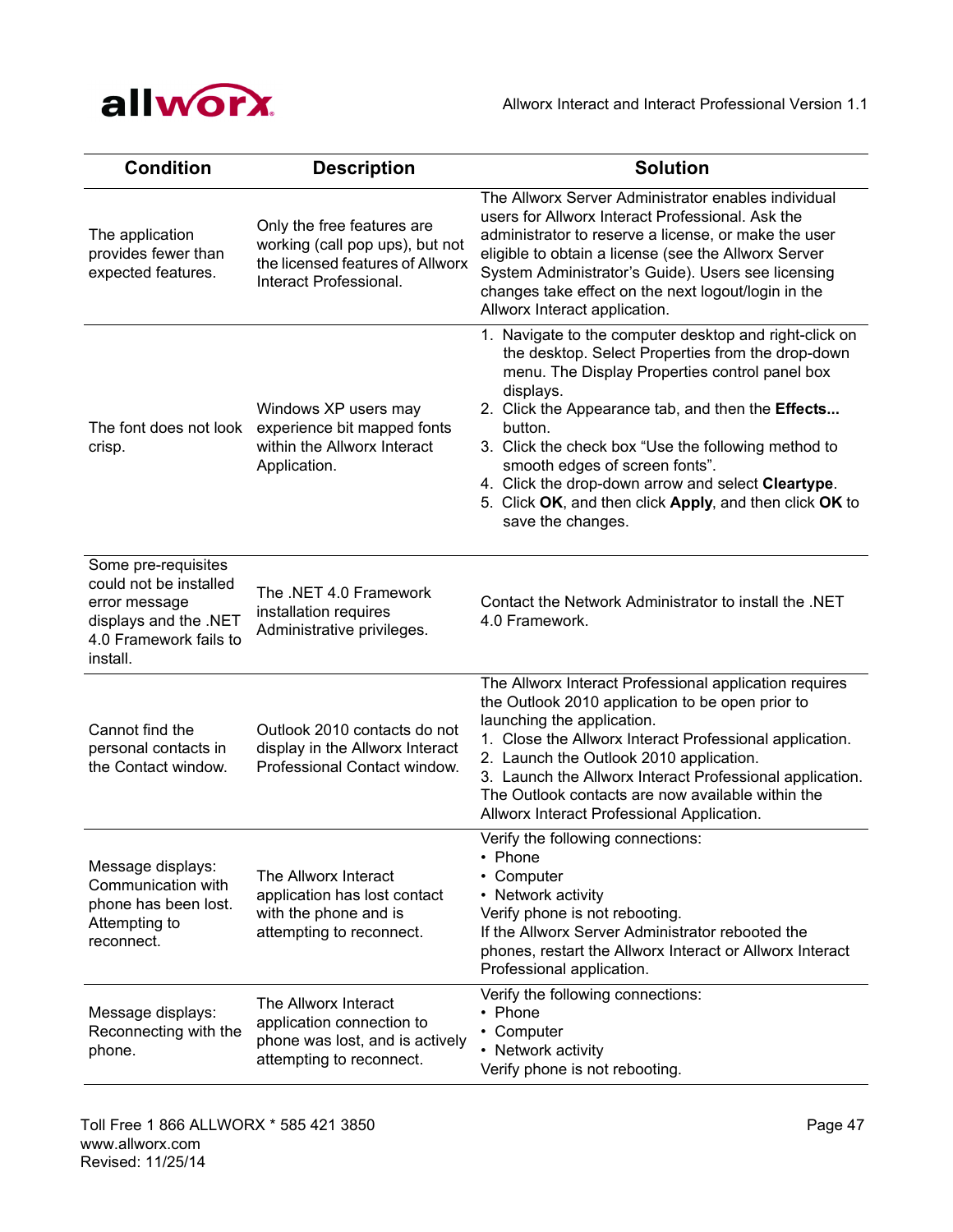| Condition | Description | Solution |
|---|---|---|
| The application provides fewer than expected features. | Only the free features are working (call pop ups), but not the licensed features of Allworx Interact Professional. | The Allworx Server Administrator enables individual users for Allworx Interact Professional. Ask the administrator to reserve a license, or make the user eligible to obtain a license (see the Allworx Server System Administrator's Guide). Users see licensing changes take effect on the next logout/login in the Allworx Interact application. |
| The font does not look crisp. | Windows XP users may experience bit mapped fonts within the Allworx Interact Application. | 1. Navigate to the computer desktop and right-click on the desktop. Select Properties from the drop-down menu. The Display Properties control panel box displays.<br>2. Click the Appearance tab, and then the **Effects...** button.<br>3. Click the check box "Use the following method to smooth edges of screen fonts".<br>4. Click the drop-down arrow and select **Cleartype**.<br>5. Click **OK**, and then click **Apply**, and then click **OK** to save the changes. |
| Some pre-requisites could not be installed error message displays and the .NET 4.0 Framework fails to install. | The .NET 4.0 Framework installation requires Administrative privileges. | Contact the Network Administrator to install the .NET 4.0 Framework. |
| Cannot find the personal contacts in the Contact window. | Outlook 2010 contacts do not display in the Allworx Interact Professional Contact window. | The Allworx Interact Professional application requires the Outlook 2010 application to be open prior to launching the application.<br>1. Close the Allworx Interact Professional application.<br>2. Launch the Outlook 2010 application.<br>3. Launch the Allworx Interact Professional application.<br>The Outlook contacts are now available within the Allworx Interact Professional Application. |
| Message displays: Communication with phone has been lost. Attempting to reconnect. | The Allworx Interact application has lost contact with the phone and is attempting to reconnect. | Verify the following connections:<br>• Phone<br>• Computer<br>• Network activity<br>Verify phone is not rebooting.<br>If the Allworx Server Administrator rebooted the phones, restart the Allworx Interact or Allworx Interact Professional application. |
| Message displays: Reconnecting with the phone. | The Allworx Interact application connection to phone was lost, and is actively attempting to reconnect. | Verify the following connections:<br>• Phone<br>• Computer<br>• Network activity<br>Verify phone is not rebooting. |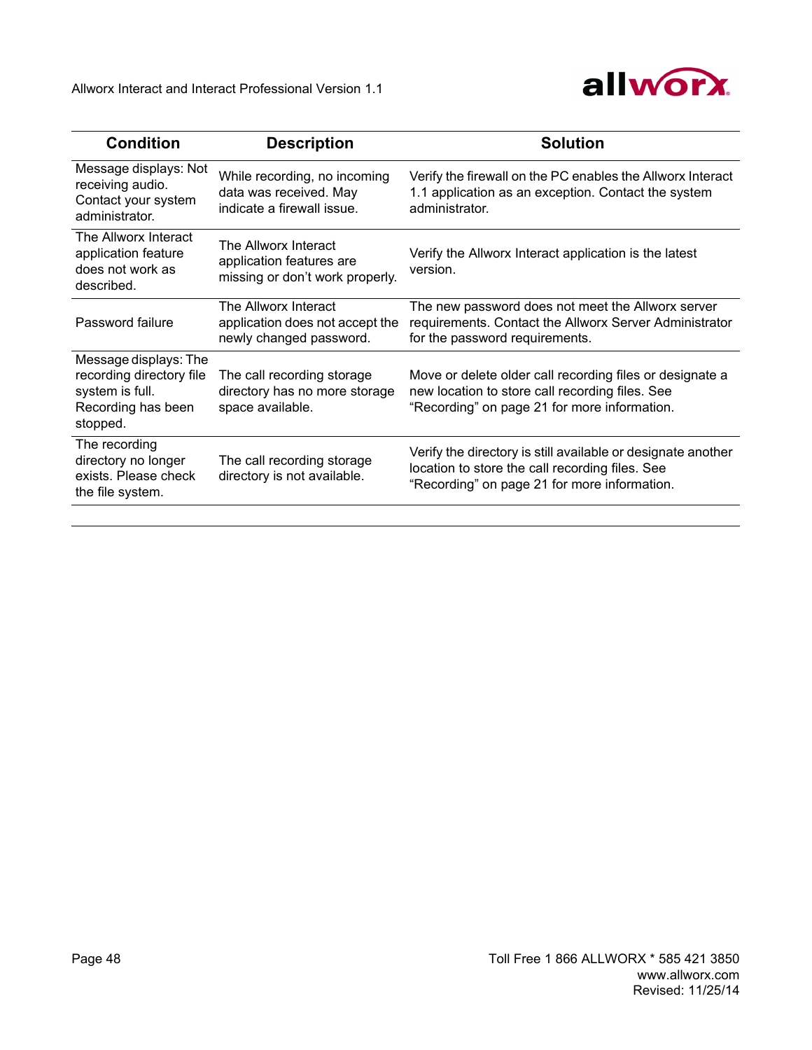| Condition | Description | Solution |
|---|---|---|
| Message displays: Not receiving audio. Contact your system administrator. | While recording, no incoming data was received. May indicate a firewall issue. | Verify the firewall on the PC enables the Allworx Interact 1.1 application as an exception. Contact the system administrator. |
| The Allworx Interact application feature does not work as described. | The Allworx Interact application features are missing or don't work properly. | Verify the Allworx Interact application is the latest version. |
| Password failure | The Allworx Interact application does not accept the newly changed password. | The new password does not meet the Allworx server requirements. Contact the Allworx Server Administrator for the password requirements. |
| Message displays: The recording directory file system is full. Recording has been stopped. | The call recording storage directory has no more storage space available. | Move or delete older call recording files or designate a new location to store call recording files. See "Recording" on page 21 for more information. |
| The recording directory no longer exists. Please check the file system. | The call recording storage directory is not available. | Verify the directory is still available or designate another location to store the call recording files. See "Recording" on page 21 for more information. |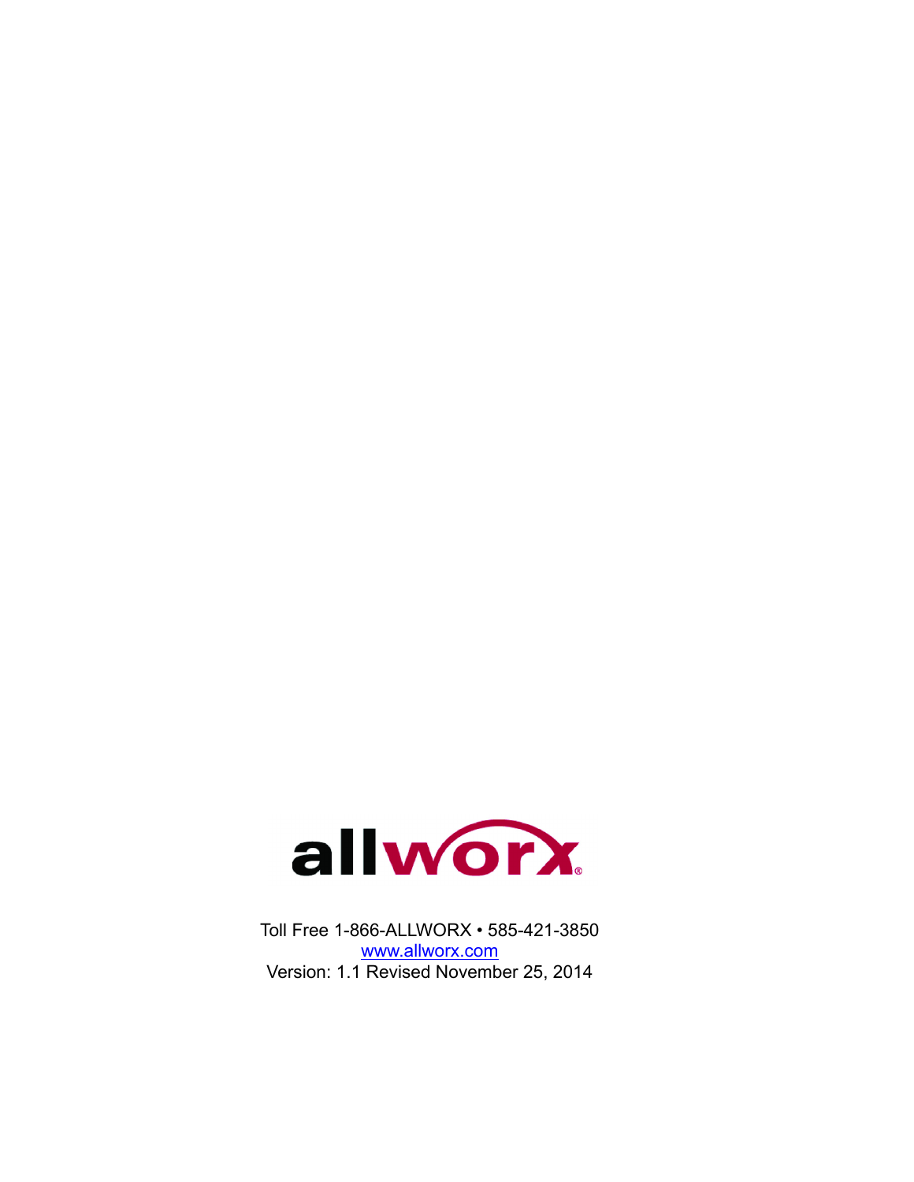allworx®

Toll Free 1-866-ALLWORX • 585-421-3850
www.allworx.com
Version: 1.1 Revised November 25, 2014